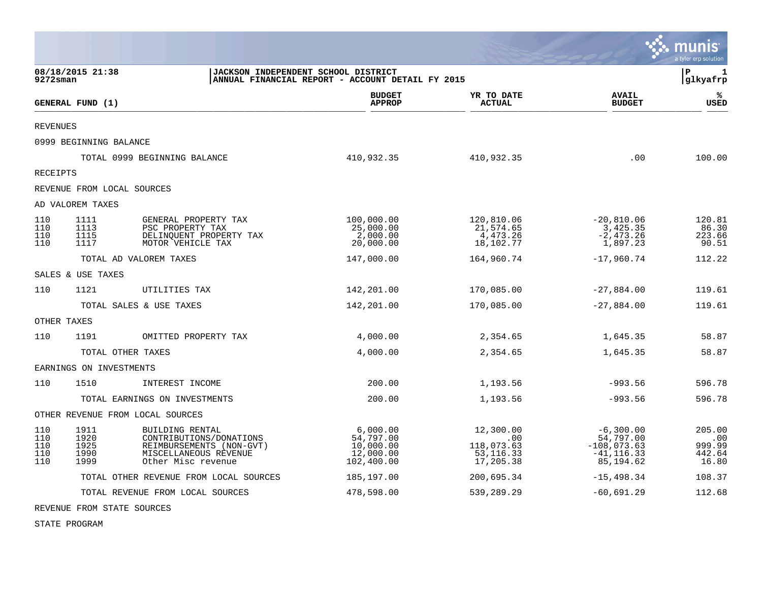08/18/2015 21:38
9272sman

**JACKSON INDEPENDENT SCHOOL DISTRICT**
**ANNUAL FINANCIAL REPORT - ACCOUNT DETAIL FY 2015**

P 1
glkyafrp

| GENERAL FUND (1) | | | BUDGET APPROP | YR TO DATE ACTUAL | AVAIL BUDGET | % USED |
|---|---|---|---|---|---|---|
| REVENUES | | | | | | |
| 0999 BEGINNING BALANCE | | | | | | |
| | | TOTAL 0999 BEGINNING BALANCE | 410,932.35 | 410,932.35 | .00 | 100.00 |
| RECEIPTS | | | | | | |
| REVENUE FROM LOCAL SOURCES | | | | | | |
| AD VALOREM TAXES | | | | | | |
| 110 | 1111 | GENERAL PROPERTY TAX | 100,000.00 | 120,810.06 | -20,810.06 | 120.81 |
| 110 | 1113 | PSC PROPERTY TAX | 25,000.00 | 21,574.65 | 3,425.35 | 86.30 |
| 110 | 1115 | DELINQUENT PROPERTY TAX | 2,000.00 | 4,473.26 | -2,473.26 | 223.66 |
| 110 | 1117 | MOTOR VEHICLE TAX | 20,000.00 | 18,102.77 | 1,897.23 | 90.51 |
| | | TOTAL AD VALOREM TAXES | 147,000.00 | 164,960.74 | -17,960.74 | 112.22 |
| SALES & USE TAXES | | | | | | |
| 110 | 1121 | UTILITIES TAX | 142,201.00 | 170,085.00 | -27,884.00 | 119.61 |
| | | TOTAL SALES & USE TAXES | 142,201.00 | 170,085.00 | -27,884.00 | 119.61 |
| OTHER TAXES | | | | | | |
| 110 | 1191 | OMITTED PROPERTY TAX | 4,000.00 | 2,354.65 | 1,645.35 | 58.87 |
| | | TOTAL OTHER TAXES | 4,000.00 | 2,354.65 | 1,645.35 | 58.87 |
| EARNINGS ON INVESTMENTS | | | | | | |
| 110 | 1510 | INTEREST INCOME | 200.00 | 1,193.56 | -993.56 | 596.78 |
| | | TOTAL EARNINGS ON INVESTMENTS | 200.00 | 1,193.56 | -993.56 | 596.78 |
| OTHER REVENUE FROM LOCAL SOURCES | | | | | | |
| 110 | 1911 | BUILDING RENTAL | 6,000.00 | 12,300.00 | -6,300.00 | 205.00 |
| 110 | 1920 | CONTRIBUTIONS/DONATIONS | 54,797.00 | .00 | 54,797.00 | .00 |
| 110 | 1925 | REIMBURSEMENTS (NON-GVT) | 10,000.00 | 118,073.63 | -108,073.63 | 999.99 |
| 110 | 1990 | MISCELLANEOUS REVENUE | 12,000.00 | 53,116.33 | -41,116.33 | 442.64 |
| 110 | 1999 | Other Misc revenue | 102,400.00 | 17,205.38 | 85,194.62 | 16.80 |
| | | TOTAL OTHER REVENUE FROM LOCAL SOURCES | 185,197.00 | 200,695.34 | -15,498.34 | 108.37 |
| | | TOTAL REVENUE FROM LOCAL SOURCES | 478,598.00 | 539,289.29 | -60,691.29 | 112.68 |
| REVENUE FROM STATE SOURCES | | | | | | |
| STATE PROGRAM | | | | | | |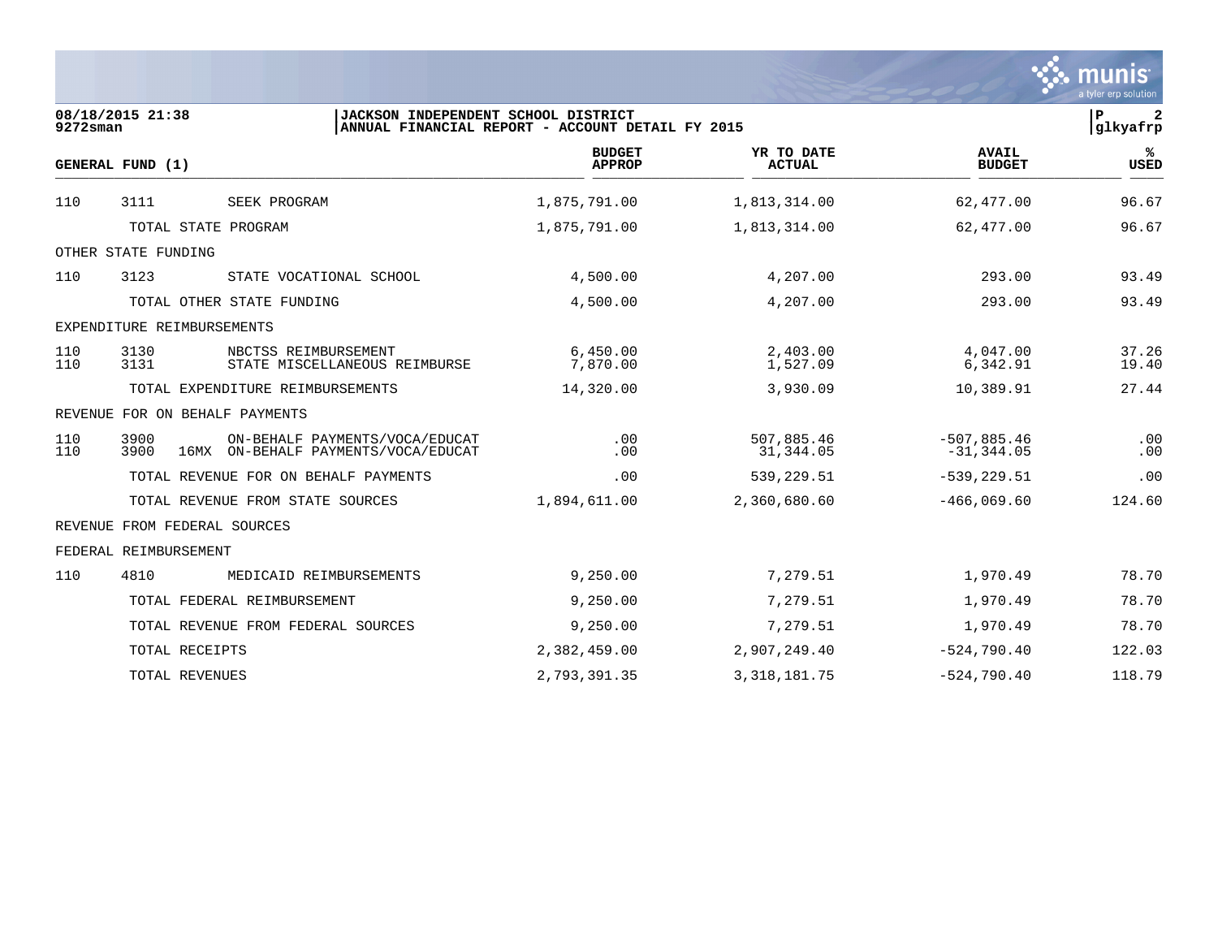**JACKSON INDEPENDENT SCHOOL DISTRICT**
**ANNUAL FINANCIAL REPORT - ACCOUNT DETAIL FY 2015**

08/18/2015 21:38
9272sman

glkyafrp

| GENERAL FUND (1) | | | | BUDGET APPROP | YR TO DATE ACTUAL | AVAIL BUDGET | % USED |
|---|---|---|---|---|---|---|---|
| 110 | 3111 | | SEEK PROGRAM | 1,875,791.00 | 1,813,314.00 | 62,477.00 | 96.67 |
| | TOTAL STATE PROGRAM | | | 1,875,791.00 | 1,813,314.00 | 62,477.00 | 96.67 |
| OTHER STATE FUNDING | | | | | | | |
| 110 | 3123 | | STATE VOCATIONAL SCHOOL | 4,500.00 | 4,207.00 | 293.00 | 93.49 |
| | TOTAL OTHER STATE FUNDING | | | 4,500.00 | 4,207.00 | 293.00 | 93.49 |
| EXPENDITURE REIMBURSEMENTS | | | | | | | |
| 110 | 3130 | | NBCTSS REIMBURSEMENT | 6,450.00 | 2,403.00 | 4,047.00 | 37.26 |
| 110 | 3131 | | STATE MISCELLANEOUS REIMBURSE | 7,870.00 | 1,527.09 | 6,342.91 | 19.40 |
| | TOTAL EXPENDITURE REIMBURSEMENTS | | | 14,320.00 | 3,930.09 | 10,389.91 | 27.44 |
| REVENUE FOR ON BEHALF PAYMENTS | | | | | | | |
| 110 | 3900 | | ON-BEHALF PAYMENTS/VOCA/EDUCAT | .00 | 507,885.46 | -507,885.46 | .00 |
| 110 | 3900 | 16MX | ON-BEHALF PAYMENTS/VOCA/EDUCAT | .00 | 31,344.05 | -31,344.05 | .00 |
| | TOTAL REVENUE FOR ON BEHALF PAYMENTS | | | .00 | 539,229.51 | -539,229.51 | .00 |
| | TOTAL REVENUE FROM STATE SOURCES | | | 1,894,611.00 | 2,360,680.60 | -466,069.60 | 124.60 |
| REVENUE FROM FEDERAL SOURCES | | | | | | | |
| FEDERAL REIMBURSEMENT | | | | | | | |
| 110 | 4810 | | MEDICAID REIMBURSEMENTS | 9,250.00 | 7,279.51 | 1,970.49 | 78.70 |
| | TOTAL FEDERAL REIMBURSEMENT | | | 9,250.00 | 7,279.51 | 1,970.49 | 78.70 |
| | TOTAL REVENUE FROM FEDERAL SOURCES | | | 9,250.00 | 7,279.51 | 1,970.49 | 78.70 |
| | TOTAL RECEIPTS | | | 2,382,459.00 | 2,907,249.40 | -524,790.40 | 122.03 |
| | TOTAL REVENUES | | | 2,793,391.35 | 3,318,181.75 | -524,790.40 | 118.79 |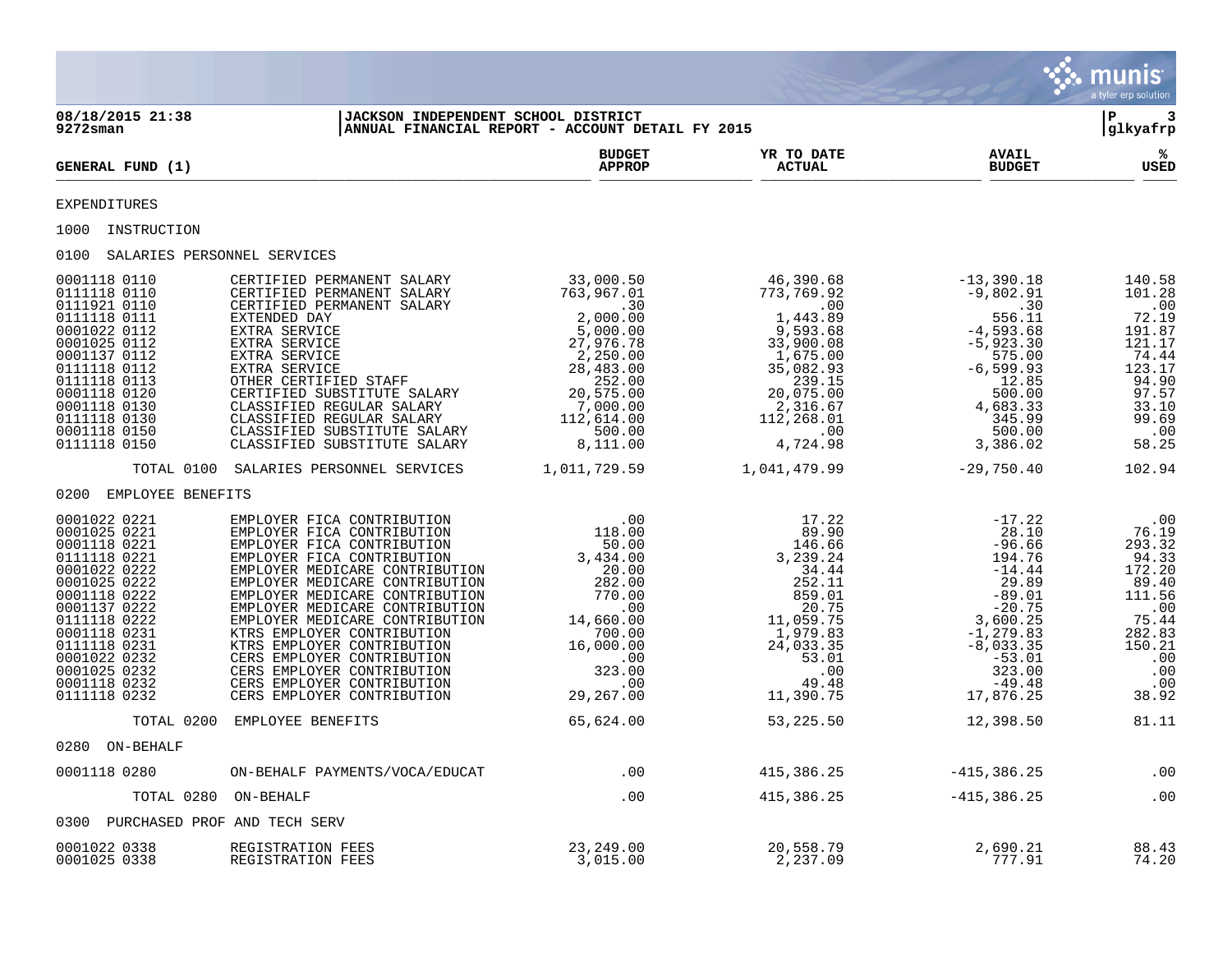JACKSON INDEPENDENT SCHOOL DISTRICT
ANNUAL FINANCIAL REPORT - ACCOUNT DETAIL FY 2015

08/18/2015 21:38
9272sman

| GENERAL FUND (1) | | BUDGET APPROP | YR TO DATE ACTUAL | AVAIL BUDGET | % USED |
|---|---|---|---|---|---|
| EXPENDITURES | | | | | |
| 1000 INSTRUCTION | | | | | |
| 0100 SALARIES PERSONNEL SERVICES | | | | | |
| 0001118 0110 | CERTIFIED PERMANENT SALARY | 33,000.50 | 46,390.68 | -13,390.18 | 140.58 |
| 0111118 0110 | CERTIFIED PERMANENT SALARY | 763,967.01 | 773,769.92 | -9,802.91 | 101.28 |
| 0111921 0110 | CERTIFIED PERMANENT SALARY | .30 | .00 | .30 | .00 |
| 0111118 0111 | EXTENDED DAY | 2,000.00 | 1,443.89 | 556.11 | 72.19 |
| 0001022 0112 | EXTRA SERVICE | 5,000.00 | 9,593.68 | -4,593.68 | 191.87 |
| 0001025 0112 | EXTRA SERVICE | 27,976.78 | 33,900.08 | -5,923.30 | 121.17 |
| 0001137 0112 | EXTRA SERVICE | 2,250.00 | 1,675.00 | 575.00 | 74.44 |
| 0111118 0112 | EXTRA SERVICE | 28,483.00 | 35,082.93 | -6,599.93 | 123.17 |
| 0111118 0113 | OTHER CERTIFIED STAFF | 252.00 | 239.15 | 12.85 | 94.90 |
| 0001118 0120 | CERTIFIED SUBSTITUTE SALARY | 20,575.00 | 20,075.00 | 500.00 | 97.57 |
| 0001118 0130 | CLASSIFIED REGULAR SALARY | 7,000.00 | 2,316.67 | 4,683.33 | 33.10 |
| 0111118 0130 | CLASSIFIED REGULAR SALARY | 112,614.00 | 112,268.01 | 345.99 | 99.69 |
| 0001118 0150 | CLASSIFIED SUBSTITUTE SALARY | 500.00 | .00 | 500.00 | .00 |
| 0111118 0150 | CLASSIFIED SUBSTITUTE SALARY | 8,111.00 | 4,724.98 | 3,386.02 | 58.25 |
| TOTAL 0100 | SALARIES PERSONNEL SERVICES | 1,011,729.59 | 1,041,479.99 | -29,750.40 | 102.94 |
| 0200 EMPLOYEE BENEFITS | | | | | |
| 0001022 0221 | EMPLOYER FICA CONTRIBUTION | .00 | 17.22 | -17.22 | .00 |
| 0001025 0221 | EMPLOYER FICA CONTRIBUTION | 118.00 | 89.90 | 28.10 | 76.19 |
| 0001118 0221 | EMPLOYER FICA CONTRIBUTION | 50.00 | 146.66 | -96.66 | 293.32 |
| 0111118 0221 | EMPLOYER FICA CONTRIBUTION | 3,434.00 | 3,239.24 | 194.76 | 94.33 |
| 0001022 0222 | EMPLOYER MEDICARE CONTRIBUTION | 20.00 | 34.44 | -14.44 | 172.20 |
| 0001025 0222 | EMPLOYER MEDICARE CONTRIBUTION | 282.00 | 252.11 | 29.89 | 89.40 |
| 0001118 0222 | EMPLOYER MEDICARE CONTRIBUTION | 770.00 | 859.01 | -89.01 | 111.56 |
| 0001137 0222 | EMPLOYER MEDICARE CONTRIBUTION | .00 | 20.75 | -20.75 | .00 |
| 0111118 0222 | EMPLOYER MEDICARE CONTRIBUTION | 14,660.00 | 11,059.75 | 3,600.25 | 75.44 |
| 0001118 0231 | KTRS EMPLOYER CONTRIBUTION | 700.00 | 1,979.83 | -1,279.83 | 282.83 |
| 0111118 0231 | KTRS EMPLOYER CONTRIBUTION | 16,000.00 | 24,033.35 | -8,033.35 | 150.21 |
| 0001022 0232 | CERS EMPLOYER CONTRIBUTION | .00 | 53.01 | -53.01 | .00 |
| 0001025 0232 | CERS EMPLOYER CONTRIBUTION | 323.00 | .00 | 323.00 | .00 |
| 0001118 0232 | CERS EMPLOYER CONTRIBUTION | .00 | 49.48 | -49.48 | .00 |
| 0111118 0232 | CERS EMPLOYER CONTRIBUTION | 29,267.00 | 11,390.75 | 17,876.25 | 38.92 |
| TOTAL 0200 | EMPLOYEE BENEFITS | 65,624.00 | 53,225.50 | 12,398.50 | 81.11 |
| 0280 ON-BEHALF | | | | | |
| 0001118 0280 | ON-BEHALF PAYMENTS/VOCA/EDUCAT | .00 | 415,386.25 | -415,386.25 | .00 |
| TOTAL 0280 | ON-BEHALF | .00 | 415,386.25 | -415,386.25 | .00 |
| 0300 PURCHASED PROF AND TECH SERV | | | | | |
| 0001022 0338 | REGISTRATION FEES | 23,249.00 | 20,558.79 | 2,690.21 | 88.43 |
| 0001025 0338 | REGISTRATION FEES | 3,015.00 | 2,237.09 | 777.91 | 74.20 |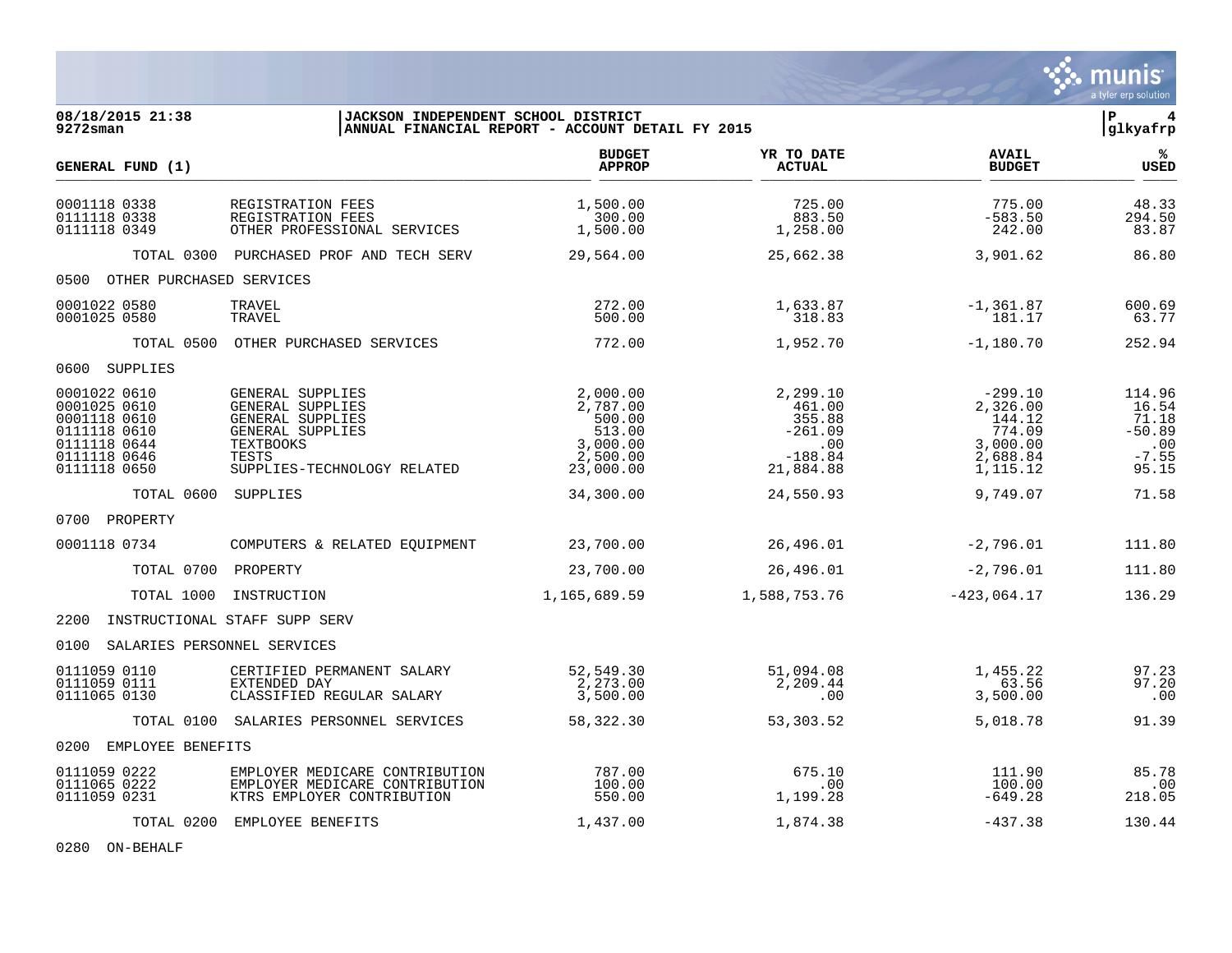**JACKSON INDEPENDENT SCHOOL DISTRICT**
**ANNUAL FINANCIAL REPORT - ACCOUNT DETAIL FY 2015**

08/18/2015 21:38
9272sman

glkyafrp

| GENERAL FUND (1) | | BUDGET APPROP | YR TO DATE ACTUAL | AVAIL BUDGET | % USED |
|---|---|---|---|---|---|
| 0001118 0338 | REGISTRATION FEES | 1,500.00 | 725.00 | 775.00 | 48.33 |
| 0111118 0338 | REGISTRATION FEES | 300.00 | 883.50 | -583.50 | 294.50 |
| 0111118 0349 | OTHER PROFESSIONAL SERVICES | 1,500.00 | 1,258.00 | 242.00 | 83.87 |
| TOTAL 0300 | PURCHASED PROF AND TECH SERV | 29,564.00 | 25,662.38 | 3,901.62 | 86.80 |
| 0500 OTHER PURCHASED SERVICES | | | | | |
| 0001022 0580 | TRAVEL | 272.00 | 1,633.87 | -1,361.87 | 600.69 |
| 0001025 0580 | TRAVEL | 500.00 | 318.83 | 181.17 | 63.77 |
| TOTAL 0500 | OTHER PURCHASED SERVICES | 772.00 | 1,952.70 | -1,180.70 | 252.94 |
| 0600 SUPPLIES | | | | | |
| 0001022 0610 | GENERAL SUPPLIES | 2,000.00 | 2,299.10 | -299.10 | 114.96 |
| 0001025 0610 | GENERAL SUPPLIES | 2,787.00 | 461.00 | 2,326.00 | 16.54 |
| 0001118 0610 | GENERAL SUPPLIES | 500.00 | 355.88 | 144.12 | 71.18 |
| 0111118 0610 | GENERAL SUPPLIES | 513.00 | -261.09 | 774.09 | -50.89 |
| 0111118 0644 | TEXTBOOKS | 3,000.00 | .00 | 3,000.00 | .00 |
| 0111118 0646 | TESTS | 2,500.00 | -188.84 | 2,688.84 | -7.55 |
| 0111118 0650 | SUPPLIES-TECHNOLOGY RELATED | 23,000.00 | 21,884.88 | 1,115.12 | 95.15 |
| TOTAL 0600 | SUPPLIES | 34,300.00 | 24,550.93 | 9,749.07 | 71.58 |
| 0700 PROPERTY | | | | | |
| 0001118 0734 | COMPUTERS & RELATED EQUIPMENT | 23,700.00 | 26,496.01 | -2,796.01 | 111.80 |
| TOTAL 0700 | PROPERTY | 23,700.00 | 26,496.01 | -2,796.01 | 111.80 |
| TOTAL 1000 | INSTRUCTION | 1,165,689.59 | 1,588,753.76 | -423,064.17 | 136.29 |
| 2200 INSTRUCTIONAL STAFF SUPP SERV | | | | | |
| 0100 SALARIES PERSONNEL SERVICES | | | | | |
| 0111059 0110 | CERTIFIED PERMANENT SALARY | 52,549.30 | 51,094.08 | 1,455.22 | 97.23 |
| 0111059 0111 | EXTENDED DAY | 2,273.00 | 2,209.44 | 63.56 | 97.20 |
| 0111065 0130 | CLASSIFIED REGULAR SALARY | 3,500.00 | .00 | 3,500.00 | .00 |
| TOTAL 0100 | SALARIES PERSONNEL SERVICES | 58,322.30 | 53,303.52 | 5,018.78 | 91.39 |
| 0200 EMPLOYEE BENEFITS | | | | | |
| 0111059 0222 | EMPLOYER MEDICARE CONTRIBUTION | 787.00 | 675.10 | 111.90 | 85.78 |
| 0111065 0222 | EMPLOYER MEDICARE CONTRIBUTION | 100.00 | .00 | 100.00 | .00 |
| 0111059 0231 | KTRS EMPLOYER CONTRIBUTION | 550.00 | 1,199.28 | -649.28 | 218.05 |
| TOTAL 0200 | EMPLOYEE BENEFITS | 1,437.00 | 1,874.38 | -437.38 | 130.44 |
| 0280 ON-BEHALF | | | | | |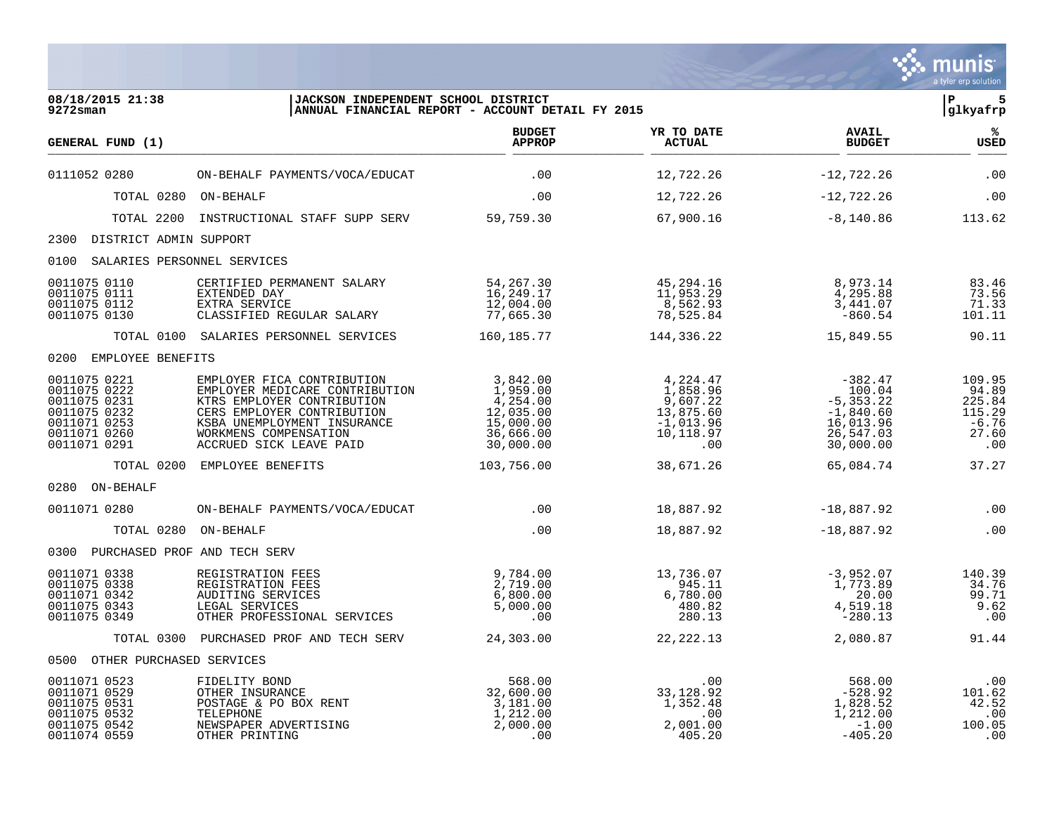| GENERAL FUND (1) | | BUDGET APPROP | YR TO DATE ACTUAL | AVAIL BUDGET | % USED |
|---|---|---|---|---|---|
| 0111052 0280 | ON-BEHALF PAYMENTS/VOCA/EDUCAT | .00 | 12,722.26 | -12,722.26 | .00 |
| TOTAL 0280 | ON-BEHALF | .00 | 12,722.26 | -12,722.26 | .00 |
| TOTAL 2200 | INSTRUCTIONAL STAFF SUPP SERV | 59,759.30 | 67,900.16 | -8,140.86 | 113.62 |
| 2300 DISTRICT ADMIN SUPPORT | | | | | |
| 0100 SALARIES PERSONNEL SERVICES | | | | | |
| 0011075 0110 | CERTIFIED PERMANENT SALARY | 54,267.30 | 45,294.16 | 8,973.14 | 83.46 |
| 0011075 0111 | EXTENDED DAY | 16,249.17 | 11,953.29 | 4,295.88 | 73.56 |
| 0011075 0112 | EXTRA SERVICE | 12,004.00 | 8,562.93 | 3,441.07 | 71.33 |
| 0011075 0130 | CLASSIFIED REGULAR SALARY | 77,665.30 | 78,525.84 | -860.54 | 101.11 |
| TOTAL 0100 | SALARIES PERSONNEL SERVICES | 160,185.77 | 144,336.22 | 15,849.55 | 90.11 |
| 0200 EMPLOYEE BENEFITS | | | | | |
| 0011075 0221 | EMPLOYER FICA CONTRIBUTION | 3,842.00 | 4,224.47 | -382.47 | 109.95 |
| 0011075 0222 | EMPLOYER MEDICARE CONTRIBUTION | 1,959.00 | 1,858.96 | 100.04 | 94.89 |
| 0011075 0231 | KTRS EMPLOYER CONTRIBUTION | 4,254.00 | 9,607.22 | -5,353.22 | 225.84 |
| 0011075 0232 | CERS EMPLOYER CONTRIBUTION | 12,035.00 | 13,875.60 | -1,840.60 | 115.29 |
| 0011071 0253 | KSBA UNEMPLOYMENT INSURANCE | 15,000.00 | -1,013.96 | 16,013.96 | -6.76 |
| 0011071 0260 | WORKMENS COMPENSATION | 36,666.00 | 10,118.97 | 26,547.03 | 27.60 |
| 0011071 0291 | ACCRUED SICK LEAVE PAID | 30,000.00 | .00 | 30,000.00 | .00 |
| TOTAL 0200 | EMPLOYEE BENEFITS | 103,756.00 | 38,671.26 | 65,084.74 | 37.27 |
| 0280 ON-BEHALF | | | | | |
| 0011071 0280 | ON-BEHALF PAYMENTS/VOCA/EDUCAT | .00 | 18,887.92 | -18,887.92 | .00 |
| TOTAL 0280 | ON-BEHALF | .00 | 18,887.92 | -18,887.92 | .00 |
| 0300 PURCHASED PROF AND TECH SERV | | | | | |
| 0011071 0338 | REGISTRATION FEES | 9,784.00 | 13,736.07 | -3,952.07 | 140.39 |
| 0011075 0338 | REGISTRATION FEES | 2,719.00 | 945.11 | 1,773.89 | 34.76 |
| 0011071 0342 | AUDITING SERVICES | 6,800.00 | 6,780.00 | 20.00 | 99.71 |
| 0011075 0343 | LEGAL SERVICES | 5,000.00 | 480.82 | 4,519.18 | 9.62 |
| 0011075 0349 | OTHER PROFESSIONAL SERVICES | .00 | 280.13 | -280.13 | .00 |
| TOTAL 0300 | PURCHASED PROF AND TECH SERV | 24,303.00 | 22,222.13 | 2,080.87 | 91.44 |
| 0500 OTHER PURCHASED SERVICES | | | | | |
| 0011071 0523 | FIDELITY BOND | 568.00 | .00 | 568.00 | .00 |
| 0011071 0529 | OTHER INSURANCE | 32,600.00 | 33,128.92 | -528.92 | 101.62 |
| 0011075 0531 | POSTAGE & PO BOX RENT | 3,181.00 | 1,352.48 | 1,828.52 | 42.52 |
| 0011075 0532 | TELEPHONE | 1,212.00 | .00 | 1,212.00 | .00 |
| 0011075 0542 | NEWSPAPER ADVERTISING | 2,000.00 | 2,001.00 | -1.00 | 100.05 |
| 0011074 0559 | OTHER PRINTING | .00 | 405.20 | -405.20 | .00 |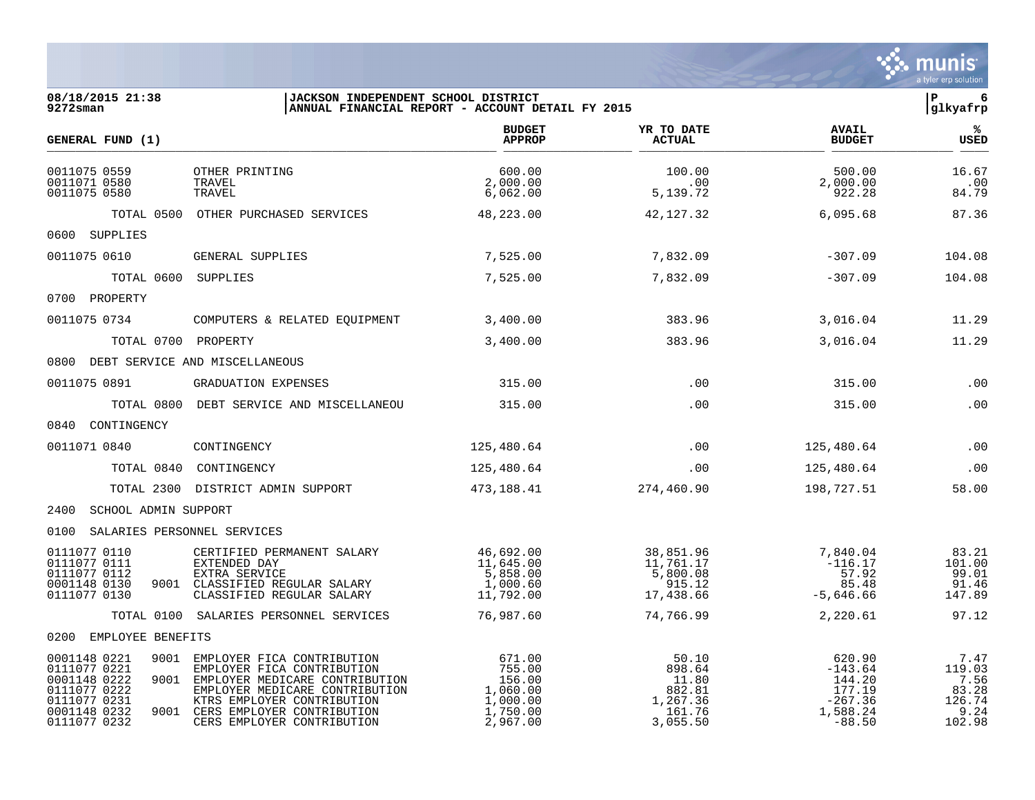## JACKSON INDEPENDENT SCHOOL DISTRICT
## ANNUAL FINANCIAL REPORT - ACCOUNT DETAIL FY 2015

08/18/2015 21:38
9272sman

| GENERAL FUND (1) | | | BUDGET APPROP | YR TO DATE ACTUAL | AVAIL BUDGET | % USED |
|---|---|---|---|---|---|---|
| 0011075 0559 | | OTHER PRINTING | 600.00 | 100.00 | 500.00 | 16.67 |
| 0011071 0580 | | TRAVEL | 2,000.00 | .00 | 2,000.00 | .00 |
| 0011075 0580 | | TRAVEL | 6,062.00 | 5,139.72 | 922.28 | 84.79 |
| TOTAL 0500 | | OTHER PURCHASED SERVICES | 48,223.00 | 42,127.32 | 6,095.68 | 87.36 |
| 0600 SUPPLIES | | | | | | |
| 0011075 0610 | | GENERAL SUPPLIES | 7,525.00 | 7,832.09 | -307.09 | 104.08 |
| TOTAL 0600 | | SUPPLIES | 7,525.00 | 7,832.09 | -307.09 | 104.08 |
| 0700 PROPERTY | | | | | | |
| 0011075 0734 | | COMPUTERS & RELATED EQUIPMENT | 3,400.00 | 383.96 | 3,016.04 | 11.29 |
| TOTAL 0700 | | PROPERTY | 3,400.00 | 383.96 | 3,016.04 | 11.29 |
| 0800 DEBT SERVICE AND MISCELLANEOUS | | | | | | |
| 0011075 0891 | | GRADUATION EXPENSES | 315.00 | .00 | 315.00 | .00 |
| TOTAL 0800 | | DEBT SERVICE AND MISCELLANEOU | 315.00 | .00 | 315.00 | .00 |
| 0840 CONTINGENCY | | | | | | |
| 0011071 0840 | | CONTINGENCY | 125,480.64 | .00 | 125,480.64 | .00 |
| TOTAL 0840 | | CONTINGENCY | 125,480.64 | .00 | 125,480.64 | .00 |
| TOTAL 2300 | | DISTRICT ADMIN SUPPORT | 473,188.41 | 274,460.90 | 198,727.51 | 58.00 |
| 2400 SCHOOL ADMIN SUPPORT | | | | | | |
| 0100 SALARIES PERSONNEL SERVICES | | | | | | |
| 0111077 0110 | | CERTIFIED PERMANENT SALARY | 46,692.00 | 38,851.96 | 7,840.04 | 83.21 |
| 0111077 0111 | | EXTENDED DAY | 11,645.00 | 11,761.17 | -116.17 | 101.00 |
| 0111077 0112 | | EXTRA SERVICE | 5,858.00 | 5,800.08 | 57.92 | 99.01 |
| 0001148 0130 | 9001 | CLASSIFIED REGULAR SALARY | 1,000.60 | 915.12 | 85.48 | 91.46 |
| 0111077 0130 | | CLASSIFIED REGULAR SALARY | 11,792.00 | 17,438.66 | -5,646.66 | 147.89 |
| TOTAL 0100 | | SALARIES PERSONNEL SERVICES | 76,987.60 | 74,766.99 | 2,220.61 | 97.12 |
| 0200 EMPLOYEE BENEFITS | | | | | | |
| 0001148 0221 | 9001 | EMPLOYER FICA CONTRIBUTION | 671.00 | 50.10 | 620.90 | 7.47 |
| 0111077 0221 | | EMPLOYER FICA CONTRIBUTION | 755.00 | 898.64 | -143.64 | 119.03 |
| 0001148 0222 | 9001 | EMPLOYER MEDICARE CONTRIBUTION | 156.00 | 11.80 | 144.20 | 7.56 |
| 0111077 0222 | | EMPLOYER MEDICARE CONTRIBUTION | 1,060.00 | 882.81 | 177.19 | 83.28 |
| 0111077 0231 | | KTRS EMPLOYER CONTRIBUTION | 1,000.00 | 1,267.36 | -267.36 | 126.74 |
| 0001148 0232 | 9001 | CERS EMPLOYER CONTRIBUTION | 1,750.00 | 161.76 | 1,588.24 | 9.24 |
| 0111077 0232 | | CERS EMPLOYER CONTRIBUTION | 2,967.00 | 3,055.50 | -88.50 | 102.98 |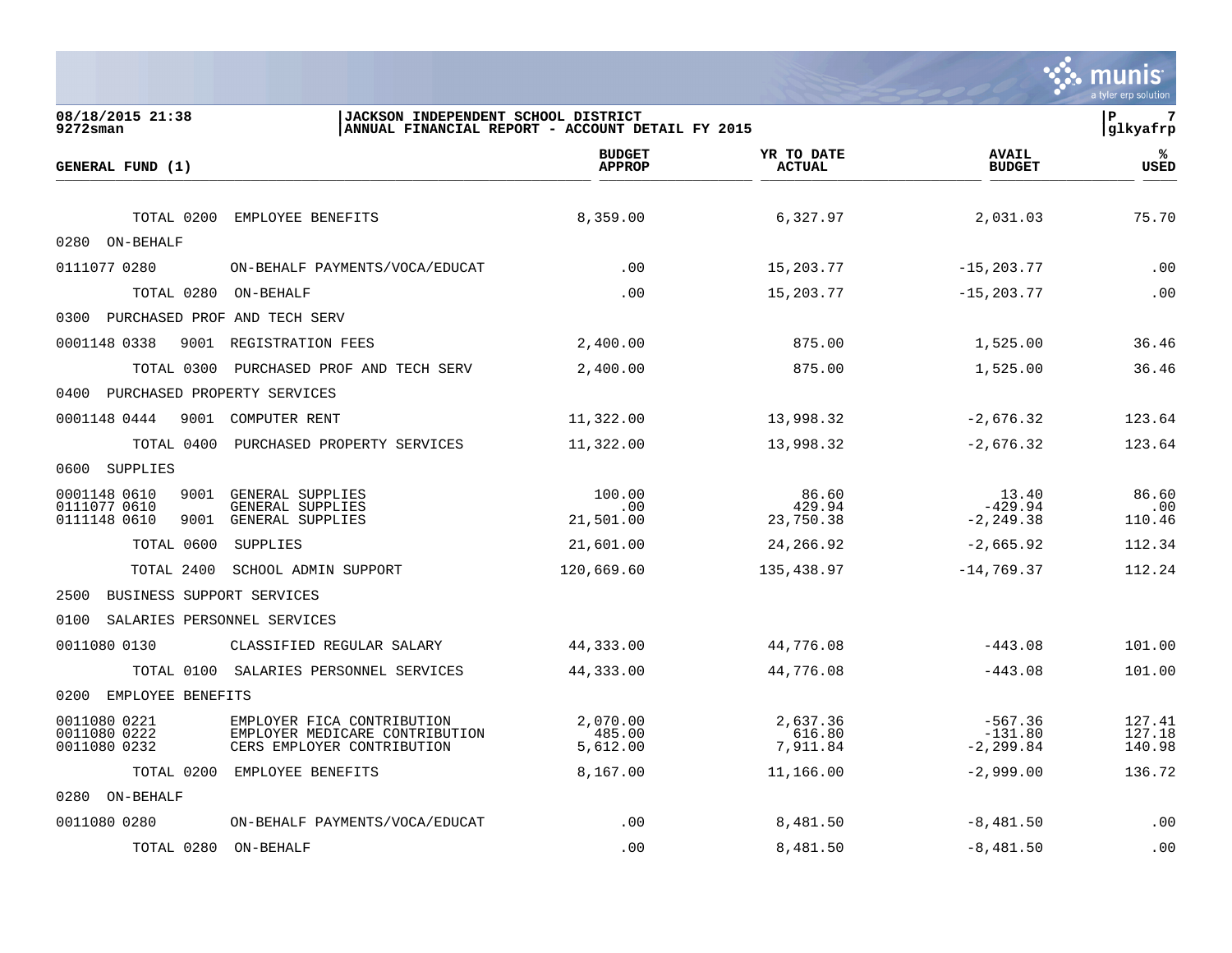JACKSON INDEPENDENT SCHOOL DISTRICT
ANNUAL FINANCIAL REPORT - ACCOUNT DETAIL FY 2015

08/18/2015 21:38
9272sman

glkyafrp

| GENERAL FUND (1) | | | BUDGET APPROP | YR TO DATE ACTUAL | AVAIL BUDGET | % USED |
|---|---|---|---|---|---|---|
| TOTAL 0200 | | EMPLOYEE BENEFITS | 8,359.00 | 6,327.97 | 2,031.03 | 75.70 |
| 0280 ON-BEHALF | | | | | | |
| 0111077 0280 | | ON-BEHALF PAYMENTS/VOCA/EDUCAT | .00 | 15,203.77 | -15,203.77 | .00 |
| TOTAL 0280 | | ON-BEHALF | .00 | 15,203.77 | -15,203.77 | .00 |
| 0300 PURCHASED PROF AND TECH SERV | | | | | | |
| 0001148 0338 | 9001 | REGISTRATION FEES | 2,400.00 | 875.00 | 1,525.00 | 36.46 |
| TOTAL 0300 | | PURCHASED PROF AND TECH SERV | 2,400.00 | 875.00 | 1,525.00 | 36.46 |
| 0400 PURCHASED PROPERTY SERVICES | | | | | | |
| 0001148 0444 | 9001 | COMPUTER RENT | 11,322.00 | 13,998.32 | -2,676.32 | 123.64 |
| TOTAL 0400 | | PURCHASED PROPERTY SERVICES | 11,322.00 | 13,998.32 | -2,676.32 | 123.64 |
| 0600 SUPPLIES | | | | | | |
| 0001148 0610 | 9001 | GENERAL SUPPLIES | 100.00 | 86.60 | 13.40 | 86.60 |
| 0111077 0610 | | GENERAL SUPPLIES | .00 | 429.94 | -429.94 | .00 |
| 0111148 0610 | 9001 | GENERAL SUPPLIES | 21,501.00 | 23,750.38 | -2,249.38 | 110.46 |
| TOTAL 0600 | | SUPPLIES | 21,601.00 | 24,266.92 | -2,665.92 | 112.34 |
| TOTAL 2400 | | SCHOOL ADMIN SUPPORT | 120,669.60 | 135,438.97 | -14,769.37 | 112.24 |
| 2500 BUSINESS SUPPORT SERVICES | | | | | | |
| 0100 SALARIES PERSONNEL SERVICES | | | | | | |
| 0011080 0130 | | CLASSIFIED REGULAR SALARY | 44,333.00 | 44,776.08 | -443.08 | 101.00 |
| TOTAL 0100 | | SALARIES PERSONNEL SERVICES | 44,333.00 | 44,776.08 | -443.08 | 101.00 |
| 0200 EMPLOYEE BENEFITS | | | | | | |
| 0011080 0221 | | EMPLOYER FICA CONTRIBUTION | 2,070.00 | 2,637.36 | -567.36 | 127.41 |
| 0011080 0222 | | EMPLOYER MEDICARE CONTRIBUTION | 485.00 | 616.80 | -131.80 | 127.18 |
| 0011080 0232 | | CERS EMPLOYER CONTRIBUTION | 5,612.00 | 7,911.84 | -2,299.84 | 140.98 |
| TOTAL 0200 | | EMPLOYEE BENEFITS | 8,167.00 | 11,166.00 | -2,999.00 | 136.72 |
| 0280 ON-BEHALF | | | | | | |
| 0011080 0280 | | ON-BEHALF PAYMENTS/VOCA/EDUCAT | .00 | 8,481.50 | -8,481.50 | .00 |
| TOTAL 0280 | | ON-BEHALF | .00 | 8,481.50 | -8,481.50 | .00 |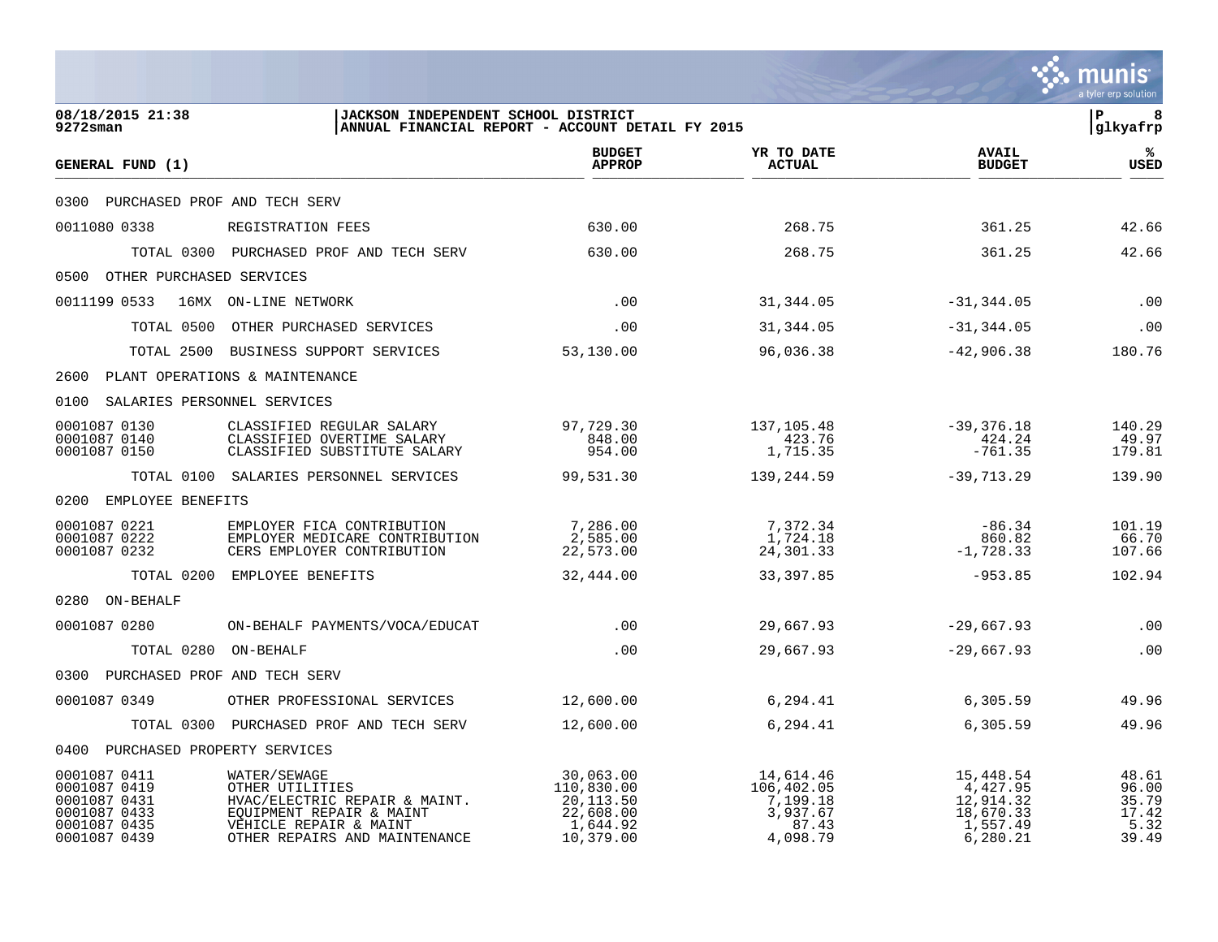**JACKSON INDEPENDENT SCHOOL DISTRICT**
**ANNUAL FINANCIAL REPORT - ACCOUNT DETAIL FY 2015**

08/18/2015 21:38 | 9272sman | P 8 | glkyafrp

| GENERAL FUND (1) | | BUDGET APPROP | YR TO DATE ACTUAL | AVAIL BUDGET | % USED |
|---|---|---|---|---|---|
| 0300 PURCHASED PROF AND TECH SERV | | | | | |
| 0011080 0338 | REGISTRATION FEES | 630.00 | 268.75 | 361.25 | 42.66 |
| TOTAL 0300 | PURCHASED PROF AND TECH SERV | 630.00 | 268.75 | 361.25 | 42.66 |
| 0500 OTHER PURCHASED SERVICES | | | | | |
| 0011199 0533 16MX | ON-LINE NETWORK | .00 | 31,344.05 | -31,344.05 | .00 |
| TOTAL 0500 | OTHER PURCHASED SERVICES | .00 | 31,344.05 | -31,344.05 | .00 |
| TOTAL 2500 | BUSINESS SUPPORT SERVICES | 53,130.00 | 96,036.38 | -42,906.38 | 180.76 |
| 2600 PLANT OPERATIONS & MAINTENANCE | | | | | |
| 0100 SALARIES PERSONNEL SERVICES | | | | | |
| 0001087 0130 | CLASSIFIED REGULAR SALARY | 97,729.30 | 137,105.48 | -39,376.18 | 140.29 |
| 0001087 0140 | CLASSIFIED OVERTIME SALARY | 848.00 | 423.76 | 424.24 | 49.97 |
| 0001087 0150 | CLASSIFIED SUBSTITUTE SALARY | 954.00 | 1,715.35 | -761.35 | 179.81 |
| TOTAL 0100 | SALARIES PERSONNEL SERVICES | 99,531.30 | 139,244.59 | -39,713.29 | 139.90 |
| 0200 EMPLOYEE BENEFITS | | | | | |
| 0001087 0221 | EMPLOYER FICA CONTRIBUTION | 7,286.00 | 7,372.34 | -86.34 | 101.19 |
| 0001087 0222 | EMPLOYER MEDICARE CONTRIBUTION | 2,585.00 | 1,724.18 | 860.82 | 66.70 |
| 0001087 0232 | CERS EMPLOYER CONTRIBUTION | 22,573.00 | 24,301.33 | -1,728.33 | 107.66 |
| TOTAL 0200 | EMPLOYEE BENEFITS | 32,444.00 | 33,397.85 | -953.85 | 102.94 |
| 0280 ON-BEHALF | | | | | |
| 0001087 0280 | ON-BEHALF PAYMENTS/VOCA/EDUCAT | .00 | 29,667.93 | -29,667.93 | .00 |
| TOTAL 0280 | ON-BEHALF | .00 | 29,667.93 | -29,667.93 | .00 |
| 0300 PURCHASED PROF AND TECH SERV | | | | | |
| 0001087 0349 | OTHER PROFESSIONAL SERVICES | 12,600.00 | 6,294.41 | 6,305.59 | 49.96 |
| TOTAL 0300 | PURCHASED PROF AND TECH SERV | 12,600.00 | 6,294.41 | 6,305.59 | 49.96 |
| 0400 PURCHASED PROPERTY SERVICES | | | | | |
| 0001087 0411 | WATER/SEWAGE | 30,063.00 | 14,614.46 | 15,448.54 | 48.61 |
| 0001087 0419 | OTHER UTILITIES | 110,830.00 | 106,402.05 | 4,427.95 | 96.00 |
| 0001087 0431 | HVAC/ELECTRIC REPAIR & MAINT. | 20,113.50 | 7,199.18 | 12,914.32 | 35.79 |
| 0001087 0433 | EQUIPMENT REPAIR & MAINT | 22,608.00 | 3,937.67 | 18,670.33 | 17.42 |
| 0001087 0435 | VEHICLE REPAIR & MAINT | 1,644.92 | 87.43 | 1,557.49 | 5.32 |
| 0001087 0439 | OTHER REPAIRS AND MAINTENANCE | 10,379.00 | 4,098.79 | 6,280.21 | 39.49 |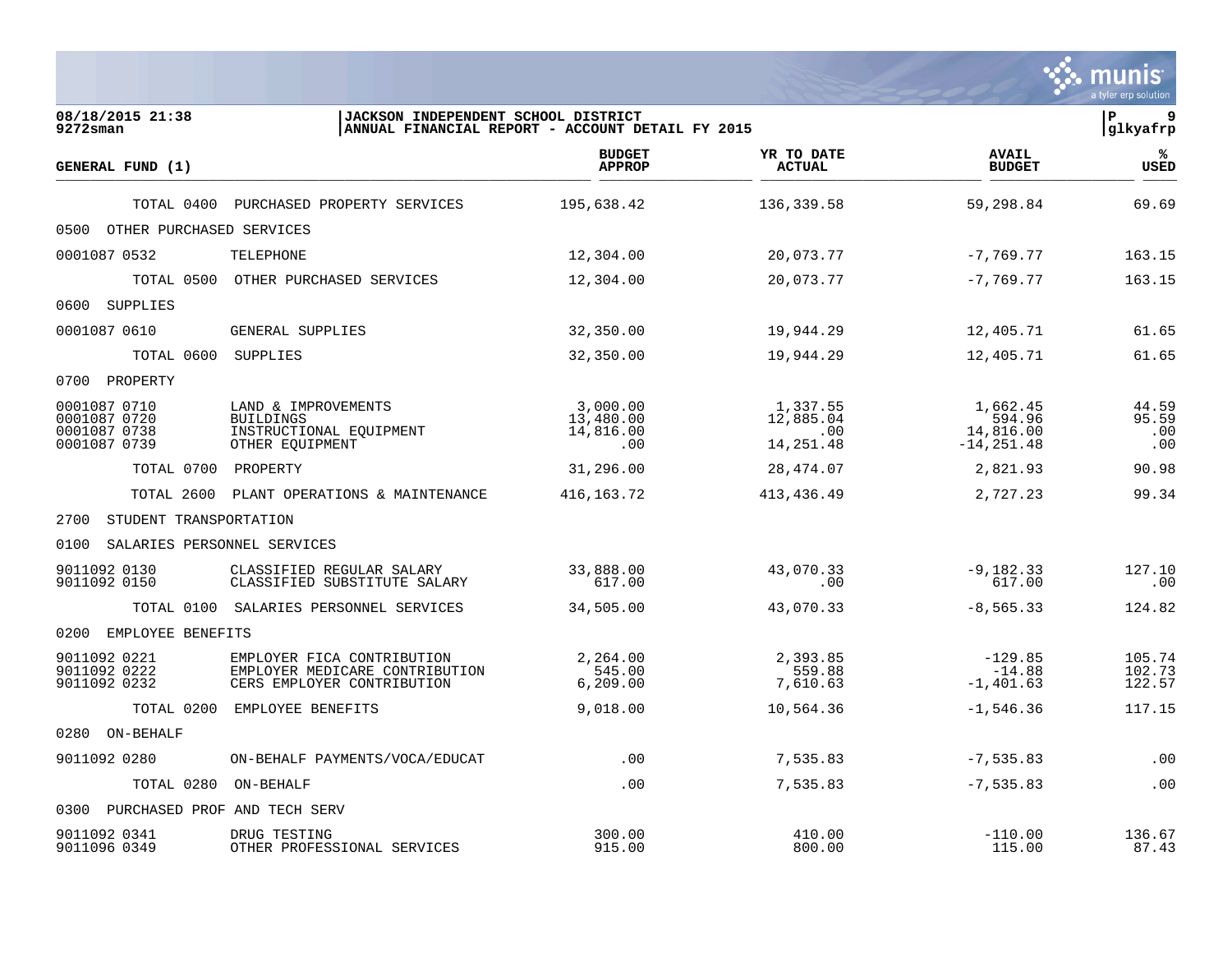**JACKSON INDEPENDENT SCHOOL DISTRICT**
**ANNUAL FINANCIAL REPORT - ACCOUNT DETAIL FY 2015**

08/18/2015 21:38
9272sman

| GENERAL FUND (1) | | BUDGET APPROP | YR TO DATE ACTUAL | AVAIL BUDGET | % USED |
|---|---|---|---|---|---|
| TOTAL 0400 | PURCHASED PROPERTY SERVICES | 195,638.42 | 136,339.58 | 59,298.84 | 69.69 |
| 0500 OTHER PURCHASED SERVICES | | | | | |
| 0001087 0532 | TELEPHONE | 12,304.00 | 20,073.77 | -7,769.77 | 163.15 |
| TOTAL 0500 | OTHER PURCHASED SERVICES | 12,304.00 | 20,073.77 | -7,769.77 | 163.15 |
| 0600 SUPPLIES | | | | | |
| 0001087 0610 | GENERAL SUPPLIES | 32,350.00 | 19,944.29 | 12,405.71 | 61.65 |
| TOTAL 0600 | SUPPLIES | 32,350.00 | 19,944.29 | 12,405.71 | 61.65 |
| 0700 PROPERTY | | | | | |
| 0001087 0710 | LAND & IMPROVEMENTS | 3,000.00 | 1,337.55 | 1,662.45 | 44.59 |
| 0001087 0720 | BUILDINGS | 13,480.00 | 12,885.04 | 594.96 | 95.59 |
| 0001087 0738 | INSTRUCTIONAL EQUIPMENT | 14,816.00 | .00 | 14,816.00 | .00 |
| 0001087 0739 | OTHER EQUIPMENT | .00 | 14,251.48 | -14,251.48 | .00 |
| TOTAL 0700 | PROPERTY | 31,296.00 | 28,474.07 | 2,821.93 | 90.98 |
| TOTAL 2600 | PLANT OPERATIONS & MAINTENANCE | 416,163.72 | 413,436.49 | 2,727.23 | 99.34 |
| 2700 STUDENT TRANSPORTATION | | | | | |
| 0100 SALARIES PERSONNEL SERVICES | | | | | |
| 9011092 0130 | CLASSIFIED REGULAR SALARY | 33,888.00 | 43,070.33 | -9,182.33 | 127.10 |
| 9011092 0150 | CLASSIFIED SUBSTITUTE SALARY | 617.00 | .00 | 617.00 | .00 |
| TOTAL 0100 | SALARIES PERSONNEL SERVICES | 34,505.00 | 43,070.33 | -8,565.33 | 124.82 |
| 0200 EMPLOYEE BENEFITS | | | | | |
| 9011092 0221 | EMPLOYER FICA CONTRIBUTION | 2,264.00 | 2,393.85 | -129.85 | 105.74 |
| 9011092 0222 | EMPLOYER MEDICARE CONTRIBUTION | 545.00 | 559.88 | -14.88 | 102.73 |
| 9011092 0232 | CERS EMPLOYER CONTRIBUTION | 6,209.00 | 7,610.63 | -1,401.63 | 122.57 |
| TOTAL 0200 | EMPLOYEE BENEFITS | 9,018.00 | 10,564.36 | -1,546.36 | 117.15 |
| 0280 ON-BEHALF | | | | | |
| 9011092 0280 | ON-BEHALF PAYMENTS/VOCA/EDUCAT | .00 | 7,535.83 | -7,535.83 | .00 |
| TOTAL 0280 | ON-BEHALF | .00 | 7,535.83 | -7,535.83 | .00 |
| 0300 PURCHASED PROF AND TECH SERV | | | | | |
| 9011092 0341 | DRUG TESTING | 300.00 | 410.00 | -110.00 | 136.67 |
| 9011096 0349 | OTHER PROFESSIONAL SERVICES | 915.00 | 800.00 | 115.00 | 87.43 |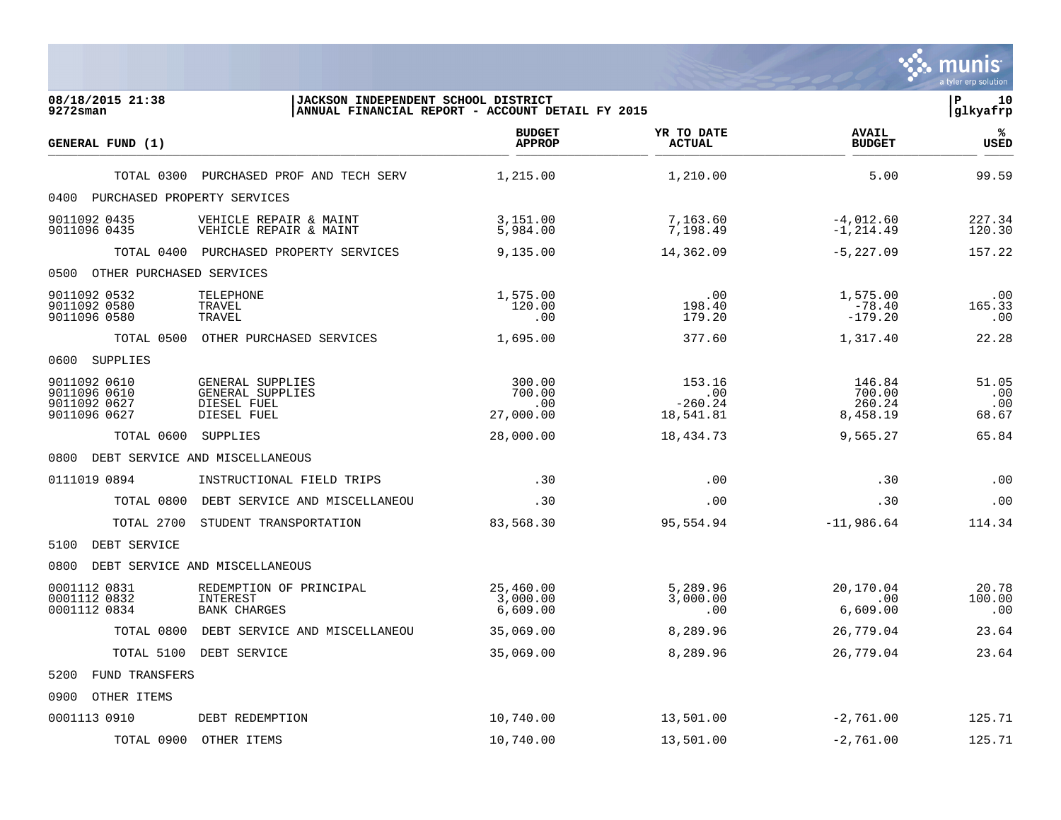**JACKSON INDEPENDENT SCHOOL DISTRICT**
**ANNUAL FINANCIAL REPORT - ACCOUNT DETAIL FY 2015**

08/18/2015 21:38
9272sman

| GENERAL FUND (1) | | BUDGET APPROP | YR TO DATE ACTUAL | AVAIL BUDGET | % USED |
|---|---|---|---|---|---|
| TOTAL 0300 | PURCHASED PROF AND TECH SERV | 1,215.00 | 1,210.00 | 5.00 | 99.59 |
| 0400 PURCHASED PROPERTY SERVICES | | | | | |
| 9011092 0435 | VEHICLE REPAIR & MAINT | 3,151.00 | 7,163.60 | -4,012.60 | 227.34 |
| 9011096 0435 | VEHICLE REPAIR & MAINT | 5,984.00 | 7,198.49 | -1,214.49 | 120.30 |
| TOTAL 0400 | PURCHASED PROPERTY SERVICES | 9,135.00 | 14,362.09 | -5,227.09 | 157.22 |
| 0500 OTHER PURCHASED SERVICES | | | | | |
| 9011092 0532 | TELEPHONE | 1,575.00 | .00 | 1,575.00 | .00 |
| 9011092 0580 | TRAVEL | 120.00 | 198.40 | -78.40 | 165.33 |
| 9011096 0580 | TRAVEL | .00 | 179.20 | -179.20 | .00 |
| TOTAL 0500 | OTHER PURCHASED SERVICES | 1,695.00 | 377.60 | 1,317.40 | 22.28 |
| 0600 SUPPLIES | | | | | |
| 9011092 0610 | GENERAL SUPPLIES | 300.00 | 153.16 | 146.84 | 51.05 |
| 9011096 0610 | GENERAL SUPPLIES | 700.00 | .00 | 700.00 | .00 |
| 9011092 0627 | DIESEL FUEL | .00 | -260.24 | 260.24 | .00 |
| 9011096 0627 | DIESEL FUEL | 27,000.00 | 18,541.81 | 8,458.19 | 68.67 |
| TOTAL 0600 | SUPPLIES | 28,000.00 | 18,434.73 | 9,565.27 | 65.84 |
| 0800 DEBT SERVICE AND MISCELLANEOUS | | | | | |
| 0111019 0894 | INSTRUCTIONAL FIELD TRIPS | .30 | .00 | .30 | .00 |
| TOTAL 0800 | DEBT SERVICE AND MISCELLANEOU | .30 | .00 | .30 | .00 |
| TOTAL 2700 | STUDENT TRANSPORTATION | 83,568.30 | 95,554.94 | -11,986.64 | 114.34 |
| 5100 DEBT SERVICE | | | | | |
| 0800 DEBT SERVICE AND MISCELLANEOUS | | | | | |
| 0001112 0831 | REDEMPTION OF PRINCIPAL | 25,460.00 | 5,289.96 | 20,170.04 | 20.78 |
| 0001112 0832 | INTEREST | 3,000.00 | 3,000.00 | .00 | 100.00 |
| 0001112 0834 | BANK CHARGES | 6,609.00 | .00 | 6,609.00 | .00 |
| TOTAL 0800 | DEBT SERVICE AND MISCELLANEOU | 35,069.00 | 8,289.96 | 26,779.04 | 23.64 |
| TOTAL 5100 | DEBT SERVICE | 35,069.00 | 8,289.96 | 26,779.04 | 23.64 |
| 5200 FUND TRANSFERS | | | | | |
| 0900 OTHER ITEMS | | | | | |
| 0001113 0910 | DEBT REDEMPTION | 10,740.00 | 13,501.00 | -2,761.00 | 125.71 |
| TOTAL 0900 | OTHER ITEMS | 10,740.00 | 13,501.00 | -2,761.00 | 125.71 |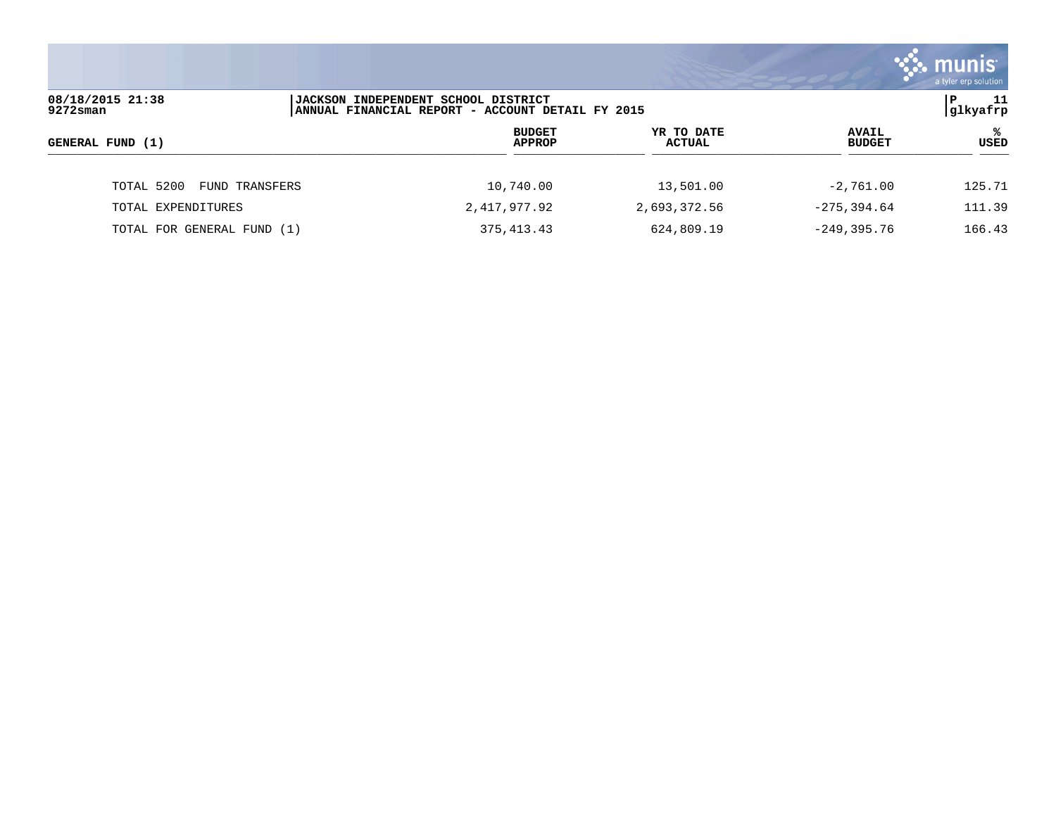| GENERAL FUND (1) | BUDGET APPROP | YR TO DATE ACTUAL | AVAIL BUDGET | % USED |
|---|---|---|---|---|
| TOTAL 5200 FUND TRANSFERS | 10,740.00 | 13,501.00 | -2,761.00 | 125.71 |
| TOTAL EXPENDITURES | 2,417,977.92 | 2,693,372.56 | -275,394.64 | 111.39 |
| TOTAL FOR GENERAL FUND (1) | 375,413.43 | 624,809.19 | -249,395.76 | 166.43 |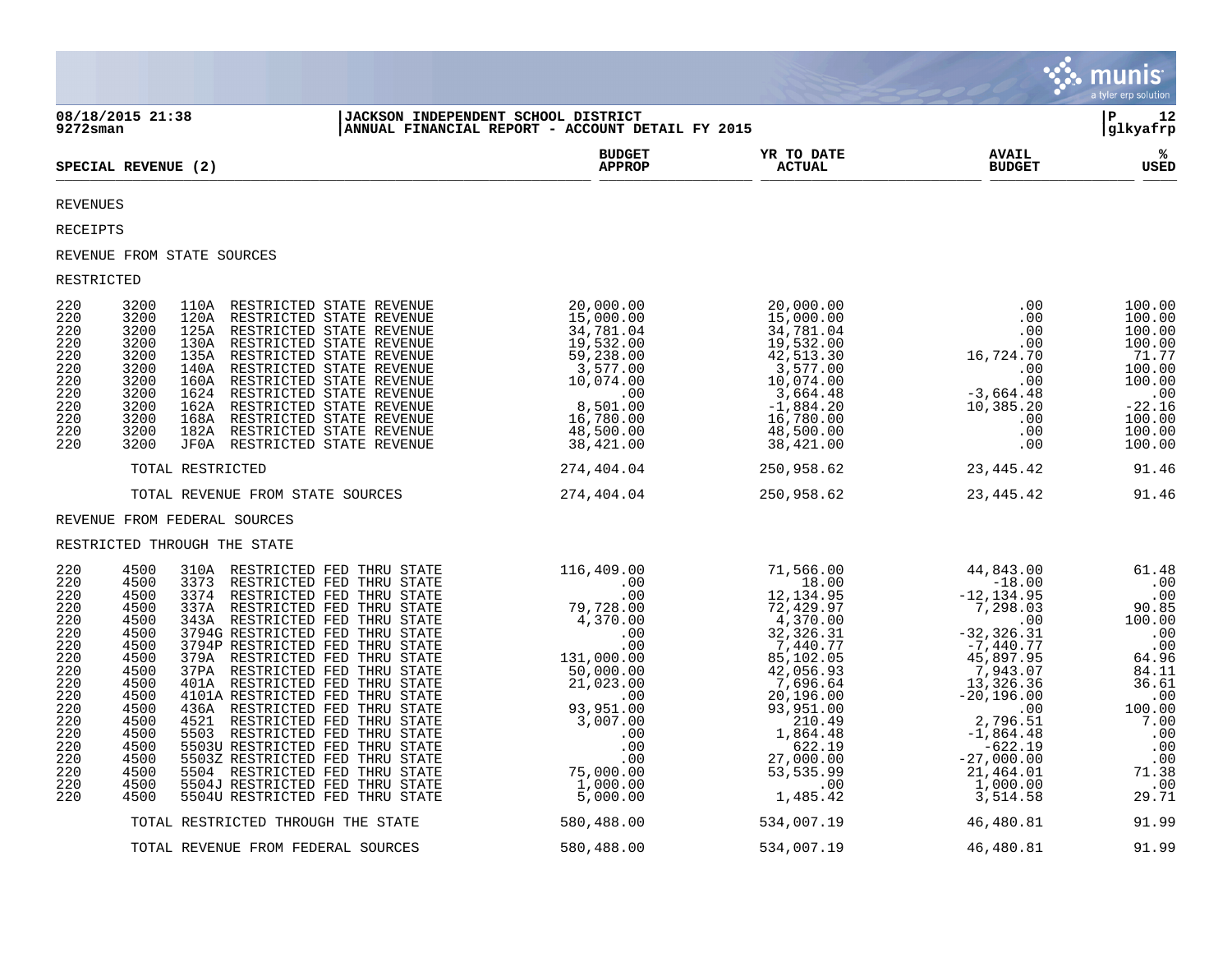**08/18/2015 21:38**
**9272sman**

**JACKSON INDEPENDENT SCHOOL DISTRICT**
**ANNUAL FINANCIAL REPORT - ACCOUNT DETAIL FY 2015**

**P 12**
**glkyafrp**

| SPECIAL REVENUE (2) | | | | BUDGET APPROP | YR TO DATE ACTUAL | AVAIL BUDGET | % USED |
|---|---|---|---|---|---|---|---|
| REVENUES | | | | | | | |
| RECEIPTS | | | | | | | |
| REVENUE FROM STATE SOURCES | | | | | | | |
| RESTRICTED | | | | | | | |
| 220 | 3200 | 110A | RESTRICTED STATE REVENUE | 20,000.00 | 20,000.00 | .00 | 100.00 |
| 220 | 3200 | 120A | RESTRICTED STATE REVENUE | 15,000.00 | 15,000.00 | .00 | 100.00 |
| 220 | 3200 | 125A | RESTRICTED STATE REVENUE | 34,781.04 | 34,781.04 | .00 | 100.00 |
| 220 | 3200 | 130A | RESTRICTED STATE REVENUE | 19,532.00 | 19,532.00 | .00 | 100.00 |
| 220 | 3200 | 135A | RESTRICTED STATE REVENUE | 59,238.00 | 42,513.30 | 16,724.70 | 71.77 |
| 220 | 3200 | 140A | RESTRICTED STATE REVENUE | 3,577.00 | 3,577.00 | .00 | 100.00 |
| 220 | 3200 | 160A | RESTRICTED STATE REVENUE | 10,074.00 | 10,074.00 | .00 | 100.00 |
| 220 | 3200 | 1624 | RESTRICTED STATE REVENUE | .00 | 3,664.48 | -3,664.48 | .00 |
| 220 | 3200 | 162A | RESTRICTED STATE REVENUE | 8,501.00 | -1,884.20 | 10,385.20 | -22.16 |
| 220 | 3200 | 168A | RESTRICTED STATE REVENUE | 16,780.00 | 16,780.00 | .00 | 100.00 |
| 220 | 3200 | 182A | RESTRICTED STATE REVENUE | 48,500.00 | 48,500.00 | .00 | 100.00 |
| 220 | 3200 | JF0A | RESTRICTED STATE REVENUE | 38,421.00 | 38,421.00 | .00 | 100.00 |
| | TOTAL RESTRICTED | | | 274,404.04 | 250,958.62 | 23,445.42 | 91.46 |
| | TOTAL REVENUE FROM STATE SOURCES | | | 274,404.04 | 250,958.62 | 23,445.42 | 91.46 |
| REVENUE FROM FEDERAL SOURCES | | | | | | | |
| RESTRICTED THROUGH THE STATE | | | | | | | |
| 220 | 4500 | 310A | RESTRICTED FED THRU STATE | 116,409.00 | 71,566.00 | 44,843.00 | 61.48 |
| 220 | 4500 | 3373 | RESTRICTED FED THRU STATE | .00 | 18.00 | -18.00 | .00 |
| 220 | 4500 | 3374 | RESTRICTED FED THRU STATE | .00 | 12,134.95 | -12,134.95 | .00 |
| 220 | 4500 | 337A | RESTRICTED FED THRU STATE | 79,728.00 | 72,429.97 | 7,298.03 | 90.85 |
| 220 | 4500 | 343A | RESTRICTED FED THRU STATE | 4,370.00 | 4,370.00 | .00 | 100.00 |
| 220 | 4500 | 3794G | RESTRICTED FED THRU STATE | .00 | 32,326.31 | -32,326.31 | .00 |
| 220 | 4500 | 3794P | RESTRICTED FED THRU STATE | .00 | 7,440.77 | -7,440.77 | .00 |
| 220 | 4500 | 379A | RESTRICTED FED THRU STATE | 131,000.00 | 85,102.05 | 45,897.95 | 64.96 |
| 220 | 4500 | 37PA | RESTRICTED FED THRU STATE | 50,000.00 | 42,056.93 | 7,943.07 | 84.11 |
| 220 | 4500 | 401A | RESTRICTED FED THRU STATE | 21,023.00 | 7,696.64 | 13,326.36 | 36.61 |
| 220 | 4500 | 4101A | RESTRICTED FED THRU STATE | .00 | 20,196.00 | -20,196.00 | .00 |
| 220 | 4500 | 436A | RESTRICTED FED THRU STATE | 93,951.00 | 93,951.00 | .00 | 100.00 |
| 220 | 4500 | 4521 | RESTRICTED FED THRU STATE | 3,007.00 | 210.49 | 2,796.51 | 7.00 |
| 220 | 4500 | 5503 | RESTRICTED FED THRU STATE | .00 | 1,864.48 | -1,864.48 | .00 |
| 220 | 4500 | 5503U | RESTRICTED FED THRU STATE | .00 | 622.19 | -622.19 | .00 |
| 220 | 4500 | 5503Z | RESTRICTED FED THRU STATE | .00 | 27,000.00 | -27,000.00 | .00 |
| 220 | 4500 | 5504 | RESTRICTED FED THRU STATE | 75,000.00 | 53,535.99 | 21,464.01 | 71.38 |
| 220 | 4500 | 5504J | RESTRICTED FED THRU STATE | 1,000.00 | .00 | 1,000.00 | .00 |
| 220 | 4500 | 5504U | RESTRICTED FED THRU STATE | 5,000.00 | 1,485.42 | 3,514.58 | 29.71 |
| | TOTAL RESTRICTED THROUGH THE STATE | | | 580,488.00 | 534,007.19 | 46,480.81 | 91.99 |
| | TOTAL REVENUE FROM FEDERAL SOURCES | | | 580,488.00 | 534,007.19 | 46,480.81 | 91.99 |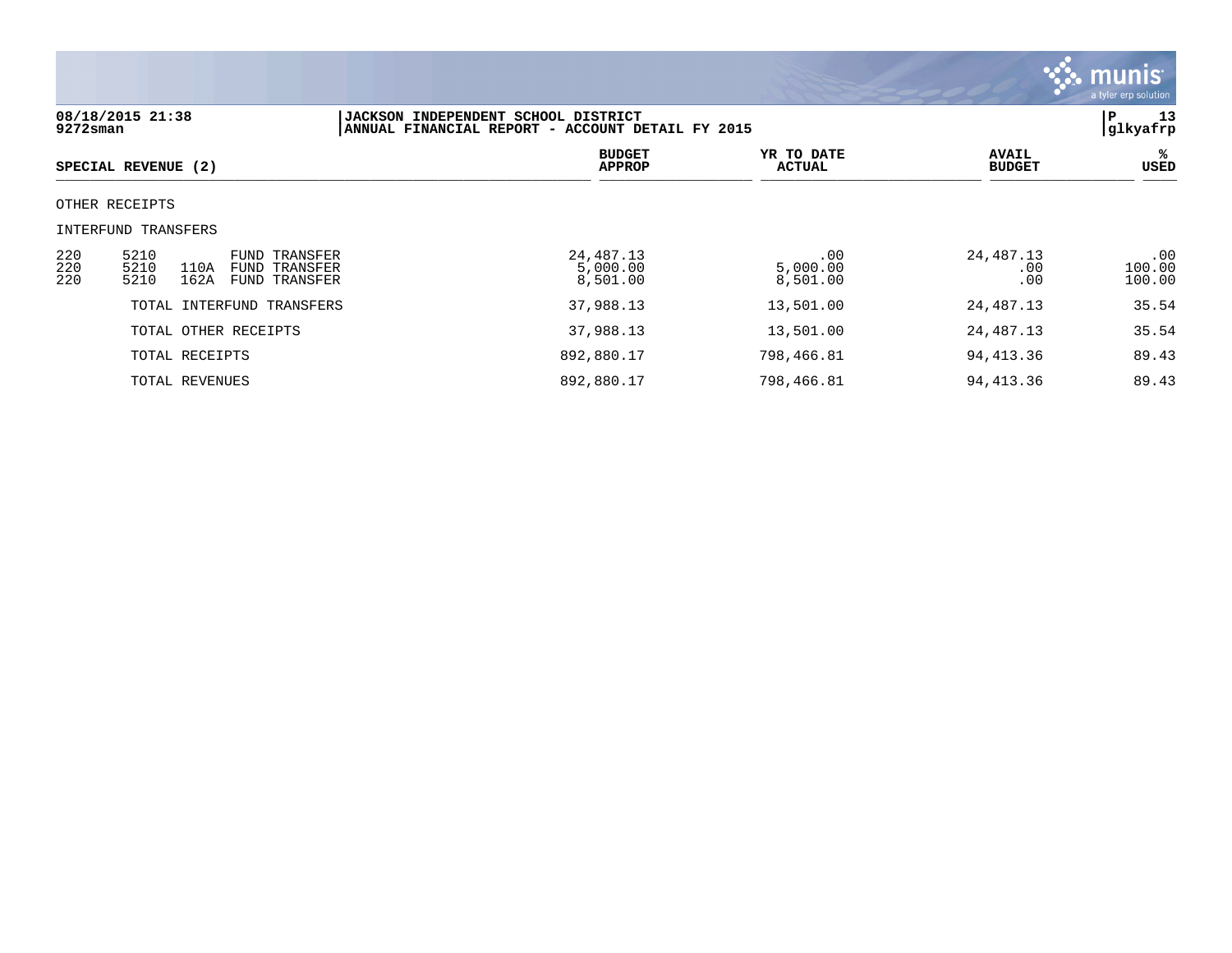08/18/2015 21:38
9272sman

JACKSON INDEPENDENT SCHOOL DISTRICT
ANNUAL FINANCIAL REPORT - ACCOUNT DETAIL FY 2015

P 13
glkyafrp

| SPECIAL REVENUE (2) | | | | BUDGET APPROP | YR TO DATE ACTUAL | AVAIL BUDGET | % USED |
|---|---|---|---|---|---|---|---|
| OTHER RECEIPTS | | | | | | | |
| INTERFUND TRANSFERS | | | | | | | |
| 220 | 5210 | | FUND TRANSFER | 24,487.13 | .00 | 24,487.13 | .00 |
| 220 | 5210 | 110A | FUND TRANSFER | 5,000.00 | 5,000.00 | .00 | 100.00 |
| 220 | 5210 | 162A | FUND TRANSFER | 8,501.00 | 8,501.00 | .00 | 100.00 |
| | TOTAL INTERFUND TRANSFERS | | | 37,988.13 | 13,501.00 | 24,487.13 | 35.54 |
| | TOTAL OTHER RECEIPTS | | | 37,988.13 | 13,501.00 | 24,487.13 | 35.54 |
| | TOTAL RECEIPTS | | | 892,880.17 | 798,466.81 | 94,413.36 | 89.43 |
| | TOTAL REVENUES | | | 892,880.17 | 798,466.81 | 94,413.36 | 89.43 |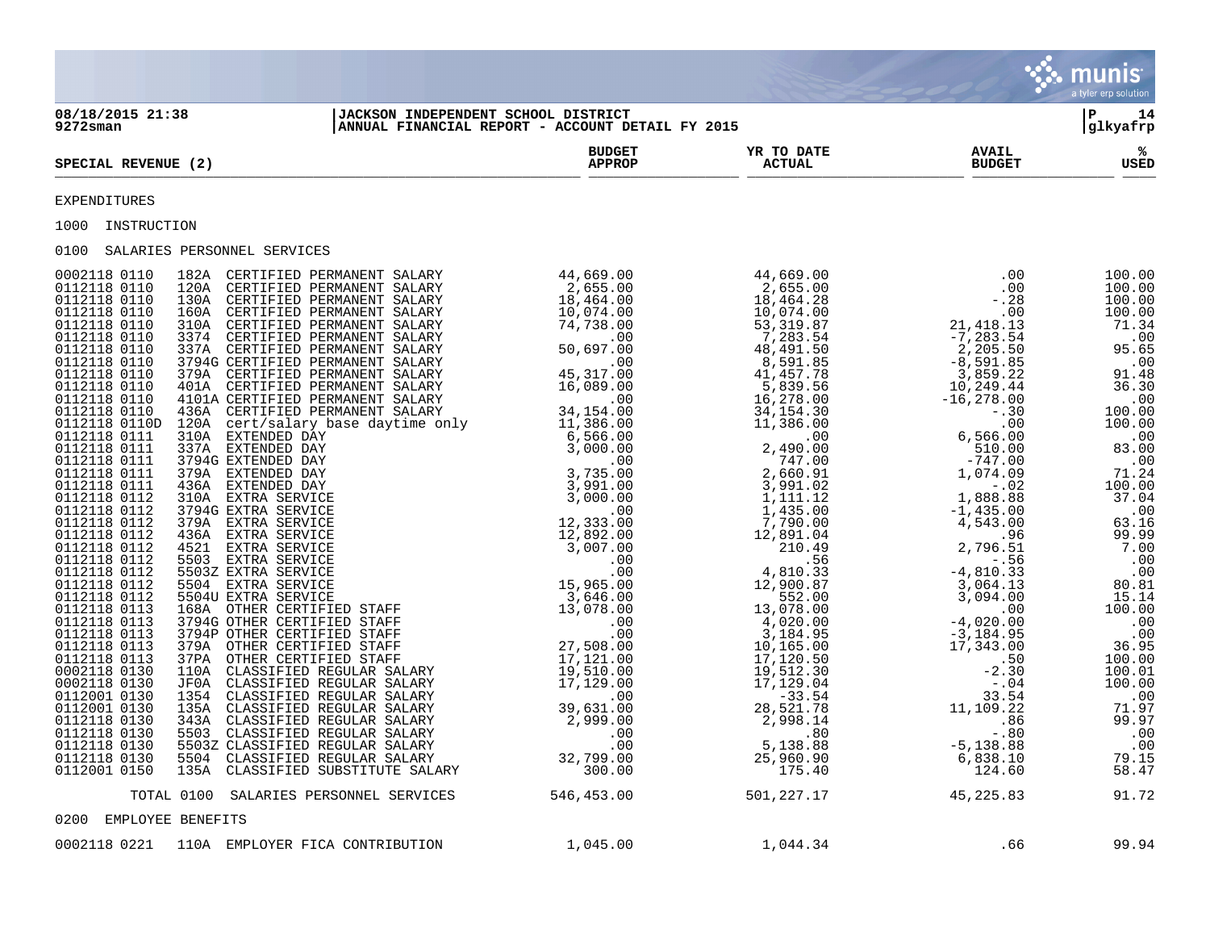08/18/2015 21:38
9272sman

JACKSON INDEPENDENT SCHOOL DISTRICT
ANNUAL FINANCIAL REPORT - ACCOUNT DETAIL FY 2015

P 14
glkyafrp

| SPECIAL REVENUE (2) | BUDGET APPROP | YR TO DATE ACTUAL | AVAIL BUDGET | % USED |
|---|---|---|---|---|
| **EXPENDITURES** | | | | |
| **1000 INSTRUCTION** | | | | |
| **0100 SALARIES PERSONNEL SERVICES** | | | | |
| 0002118 0110 182A CERTIFIED PERMANENT SALARY | 44,669.00 | 44,669.00 | .00 | 100.00 |
| 0112118 0110 120A CERTIFIED PERMANENT SALARY | 2,655.00 | 2,655.00 | .00 | 100.00 |
| 0112118 0110 130A CERTIFIED PERMANENT SALARY | 18,464.00 | 18,464.28 | -.28 | 100.00 |
| 0112118 0110 160A CERTIFIED PERMANENT SALARY | 10,074.00 | 10,074.00 | .00 | 100.00 |
| 0112118 0110 310A CERTIFIED PERMANENT SALARY | 74,738.00 | 53,319.87 | 21,418.13 | 71.34 |
| 0112118 0110 3374 CERTIFIED PERMANENT SALARY | .00 | 7,283.54 | -7,283.54 | .00 |
| 0112118 0110 337A CERTIFIED PERMANENT SALARY | 50,697.00 | 48,491.50 | 2,205.50 | 95.65 |
| 0112118 0110 3794G CERTIFIED PERMANENT SALARY | .00 | 8,591.85 | -8,591.85 | .00 |
| 0112118 0110 379A CERTIFIED PERMANENT SALARY | 45,317.00 | 41,457.78 | 3,859.22 | 91.48 |
| 0112118 0110 401A CERTIFIED PERMANENT SALARY | 16,089.00 | 5,839.56 | 10,249.44 | 36.30 |
| 0112118 0110 4101A CERTIFIED PERMANENT SALARY | .00 | 16,278.00 | -16,278.00 | .00 |
| 0112118 0110 436A CERTIFIED PERMANENT SALARY | 34,154.00 | 34,154.30 | -.30 | 100.00 |
| 0112118 0110D 120A cert/salary base daytime only | 11,386.00 | 11,386.00 | .00 | 100.00 |
| 0112118 0111 310A EXTENDED DAY | 6,566.00 | .00 | 6,566.00 | .00 |
| 0112118 0111 337A EXTENDED DAY | 3,000.00 | 2,490.00 | 510.00 | 83.00 |
| 0112118 0111 3794G EXTENDED DAY | .00 | 747.00 | -747.00 | .00 |
| 0112118 0111 379A EXTENDED DAY | 3,735.00 | 2,660.91 | 1,074.09 | 71.24 |
| 0112118 0111 436A EXTENDED DAY | 3,991.00 | 3,991.02 | -.02 | 100.00 |
| 0112118 0112 310A EXTRA SERVICE | 3,000.00 | 1,111.12 | 1,888.88 | 37.04 |
| 0112118 0112 3794G EXTRA SERVICE | .00 | 1,435.00 | -1,435.00 | .00 |
| 0112118 0112 379A EXTRA SERVICE | 12,333.00 | 7,790.00 | 4,543.00 | 63.16 |
| 0112118 0112 436A EXTRA SERVICE | 12,892.00 | 12,891.04 | .96 | 99.99 |
| 0112118 0112 4521 EXTRA SERVICE | 3,007.00 | 210.49 | 2,796.51 | 7.00 |
| 0112118 0112 5503 EXTRA SERVICE | .00 | .56 | -.56 | .00 |
| 0112118 0112 5503Z EXTRA SERVICE | .00 | 4,810.33 | -4,810.33 | .00 |
| 0112118 0112 5504 EXTRA SERVICE | 15,965.00 | 12,900.87 | 3,064.13 | 80.81 |
| 0112118 0112 5504U EXTRA SERVICE | 3,646.00 | 552.00 | 3,094.00 | 15.14 |
| 0112118 0113 168A OTHER CERTIFIED STAFF | 13,078.00 | 13,078.00 | .00 | 100.00 |
| 0112118 0113 3794G OTHER CERTIFIED STAFF | .00 | 4,020.00 | -4,020.00 | .00 |
| 0112118 0113 3794P OTHER CERTIFIED STAFF | .00 | 3,184.95 | -3,184.95 | .00 |
| 0112118 0113 379A OTHER CERTIFIED STAFF | 27,508.00 | 10,165.00 | 17,343.00 | 36.95 |
| 0112118 0113 37PA OTHER CERTIFIED STAFF | 17,121.00 | 17,120.50 | .50 | 100.00 |
| 0002118 0130 110A CLASSIFIED REGULAR SALARY | 19,510.00 | 19,512.30 | -2.30 | 100.01 |
| 0002118 0130 JF0A CLASSIFIED REGULAR SALARY | 17,129.00 | 17,129.04 | -.04 | 100.00 |
| 0112001 0130 1354 CLASSIFIED REGULAR SALARY | .00 | -33.54 | 33.54 | .00 |
| 0112001 0130 135A CLASSIFIED REGULAR SALARY | 39,631.00 | 28,521.78 | 11,109.22 | 71.97 |
| 0112118 0130 343A CLASSIFIED REGULAR SALARY | 2,999.00 | 2,998.14 | .86 | 99.97 |
| 0112118 0130 5503 CLASSIFIED REGULAR SALARY | .00 | .80 | -.80 | .00 |
| 0112118 0130 5503Z CLASSIFIED REGULAR SALARY | .00 | 5,138.88 | -5,138.88 | .00 |
| 0112118 0130 5504 CLASSIFIED REGULAR SALARY | 32,799.00 | 25,960.90 | 6,838.10 | 79.15 |
| 0112001 0150 135A CLASSIFIED SUBSTITUTE SALARY | 300.00 | 175.40 | 124.60 | 58.47 |
| TOTAL 0100 SALARIES PERSONNEL SERVICES | 546,453.00 | 501,227.17 | 45,225.83 | 91.72 |
| **0200 EMPLOYEE BENEFITS** | | | | |
| 0002118 0221 110A EMPLOYER FICA CONTRIBUTION | 1,045.00 | 1,044.34 | .66 | 99.94 |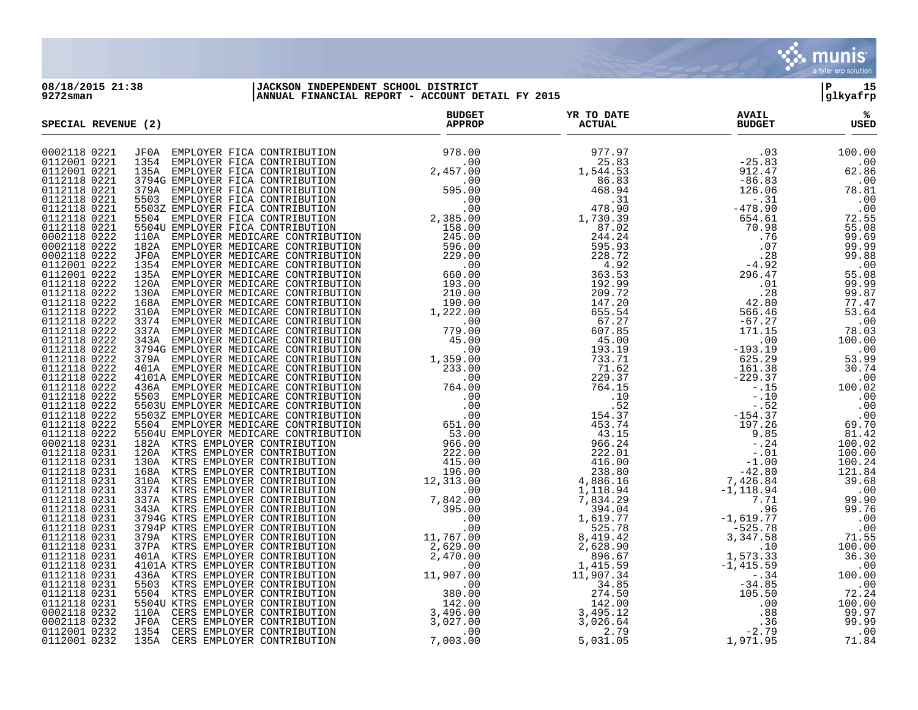**JACKSON INDEPENDENT SCHOOL DISTRICT**
**ANNUAL FINANCIAL REPORT - ACCOUNT DETAIL FY 2015**

08/18/2015 21:38
9272sman

P 15
glkyafrp

## SPECIAL REVENUE (2)

| Account | | Description | BUDGET APPROP | YR TO DATE ACTUAL | AVAIL BUDGET | % USED |
|---|---|---|---|---|---|---|
| 0002118 0221 | JF0A | EMPLOYER FICA CONTRIBUTION | 978.00 | 977.97 | .03 | 100.00 |
| 0112001 0221 | 1354 | EMPLOYER FICA CONTRIBUTION | .00 | 25.83 | -25.83 | .00 |
| 0112001 0221 | 135A | EMPLOYER FICA CONTRIBUTION | 2,457.00 | 1,544.53 | 912.47 | 62.86 |
| 0112118 0221 | 3794G | EMPLOYER FICA CONTRIBUTION | .00 | 86.83 | -86.83 | .00 |
| 0112118 0221 | 379A | EMPLOYER FICA CONTRIBUTION | 595.00 | 468.94 | 126.06 | 78.81 |
| 0112118 0221 | 5503 | EMPLOYER FICA CONTRIBUTION | .00 | .31 | -.31 | .00 |
| 0112118 0221 | 5503Z | EMPLOYER FICA CONTRIBUTION | .00 | 478.90 | -478.90 | .00 |
| 0112118 0221 | 5504 | EMPLOYER FICA CONTRIBUTION | 2,385.00 | 1,730.39 | 654.61 | 72.55 |
| 0112118 0221 | 5504U | EMPLOYER FICA CONTRIBUTION | 158.00 | 87.02 | 70.98 | 55.08 |
| 0002118 0222 | 110A | EMPLOYER MEDICARE CONTRIBUTION | 245.00 | 244.24 | .76 | 99.69 |
| 0002118 0222 | 182A | EMPLOYER MEDICARE CONTRIBUTION | 596.00 | 595.93 | .07 | 99.99 |
| 0002118 0222 | JF0A | EMPLOYER MEDICARE CONTRIBUTION | 229.00 | 228.72 | .28 | 99.88 |
| 0112001 0222 | 1354 | EMPLOYER MEDICARE CONTRIBUTION | .00 | 4.92 | -4.92 | .00 |
| 0112001 0222 | 135A | EMPLOYER MEDICARE CONTRIBUTION | 660.00 | 363.53 | 296.47 | 55.08 |
| 0112118 0222 | 120A | EMPLOYER MEDICARE CONTRIBUTION | 193.00 | 192.99 | .01 | 99.99 |
| 0112118 0222 | 130A | EMPLOYER MEDICARE CONTRIBUTION | 210.00 | 209.72 | .28 | 99.87 |
| 0112118 0222 | 168A | EMPLOYER MEDICARE CONTRIBUTION | 190.00 | 147.20 | 42.80 | 77.47 |
| 0112118 0222 | 310A | EMPLOYER MEDICARE CONTRIBUTION | 1,222.00 | 655.54 | 566.46 | 53.64 |
| 0112118 0222 | 3374 | EMPLOYER MEDICARE CONTRIBUTION | .00 | 67.27 | -67.27 | .00 |
| 0112118 0222 | 337A | EMPLOYER MEDICARE CONTRIBUTION | 779.00 | 607.85 | 171.15 | 78.03 |
| 0112118 0222 | 343A | EMPLOYER MEDICARE CONTRIBUTION | 45.00 | 45.00 | .00 | 100.00 |
| 0112118 0222 | 3794G | EMPLOYER MEDICARE CONTRIBUTION | .00 | 193.19 | -193.19 | .00 |
| 0112118 0222 | 379A | EMPLOYER MEDICARE CONTRIBUTION | 1,359.00 | 733.71 | 625.29 | 53.99 |
| 0112118 0222 | 401A | EMPLOYER MEDICARE CONTRIBUTION | 233.00 | 71.62 | 161.38 | 30.74 |
| 0112118 0222 | 4101A | EMPLOYER MEDICARE CONTRIBUTION | .00 | 229.37 | -229.37 | .00 |
| 0112118 0222 | 436A | EMPLOYER MEDICARE CONTRIBUTION | 764.00 | 764.15 | -.15 | 100.02 |
| 0112118 0222 | 5503 | EMPLOYER MEDICARE CONTRIBUTION | .00 | .10 | -.10 | .00 |
| 0112118 0222 | 5503U | EMPLOYER MEDICARE CONTRIBUTION | .00 | .52 | -.52 | .00 |
| 0112118 0222 | 5503Z | EMPLOYER MEDICARE CONTRIBUTION | .00 | 154.37 | -154.37 | .00 |
| 0112118 0222 | 5504 | EMPLOYER MEDICARE CONTRIBUTION | 651.00 | 453.74 | 197.26 | 69.70 |
| 0112118 0222 | 5504U | EMPLOYER MEDICARE CONTRIBUTION | 53.00 | 43.15 | 9.85 | 81.42 |
| 0002118 0231 | 182A | KTRS EMPLOYER CONTRIBUTION | 966.00 | 966.24 | -.24 | 100.02 |
| 0112118 0231 | 120A | KTRS EMPLOYER CONTRIBUTION | 222.00 | 222.01 | -.01 | 100.00 |
| 0112118 0231 | 130A | KTRS EMPLOYER CONTRIBUTION | 415.00 | 416.00 | -1.00 | 100.24 |
| 0112118 0231 | 168A | KTRS EMPLOYER CONTRIBUTION | 196.00 | 238.80 | -42.80 | 121.84 |
| 0112118 0231 | 310A | KTRS EMPLOYER CONTRIBUTION | 12,313.00 | 4,886.16 | 7,426.84 | 39.68 |
| 0112118 0231 | 3374 | KTRS EMPLOYER CONTRIBUTION | .00 | 1,118.94 | -1,118.94 | .00 |
| 0112118 0231 | 337A | KTRS EMPLOYER CONTRIBUTION | 7,842.00 | 7,834.29 | 7.71 | 99.90 |
| 0112118 0231 | 343A | KTRS EMPLOYER CONTRIBUTION | 395.00 | 394.04 | .96 | 99.76 |
| 0112118 0231 | 3794G | KTRS EMPLOYER CONTRIBUTION | .00 | 1,619.77 | -1,619.77 | .00 |
| 0112118 0231 | 3794P | KTRS EMPLOYER CONTRIBUTION | .00 | 525.78 | -525.78 | .00 |
| 0112118 0231 | 379A | KTRS EMPLOYER CONTRIBUTION | 11,767.00 | 8,419.42 | 3,347.58 | 71.55 |
| 0112118 0231 | 37PA | KTRS EMPLOYER CONTRIBUTION | 2,629.00 | 2,628.90 | .10 | 100.00 |
| 0112118 0231 | 401A | KTRS EMPLOYER CONTRIBUTION | 2,470.00 | 896.67 | 1,573.33 | 36.30 |
| 0112118 0231 | 4101A | KTRS EMPLOYER CONTRIBUTION | .00 | 1,415.59 | -1,415.59 | .00 |
| 0112118 0231 | 436A | KTRS EMPLOYER CONTRIBUTION | 11,907.00 | 11,907.34 | -.34 | 100.00 |
| 0112118 0231 | 5503 | KTRS EMPLOYER CONTRIBUTION | .00 | 34.85 | -34.85 | .00 |
| 0112118 0231 | 5504 | KTRS EMPLOYER CONTRIBUTION | 380.00 | 274.50 | 105.50 | 72.24 |
| 0112118 0231 | 5504U | KTRS EMPLOYER CONTRIBUTION | 142.00 | 142.00 | .00 | 100.00 |
| 0002118 0232 | 110A | CERS EMPLOYER CONTRIBUTION | 3,496.00 | 3,495.12 | .88 | 99.97 |
| 0002118 0232 | JF0A | CERS EMPLOYER CONTRIBUTION | 3,027.00 | 3,026.64 | .36 | 99.99 |
| 0112001 0232 | 1354 | CERS EMPLOYER CONTRIBUTION | .00 | 2.79 | -2.79 | .00 |
| 0112001 0232 | 135A | CERS EMPLOYER CONTRIBUTION | 7,003.00 | 5,031.05 | 1,971.95 | 71.84 |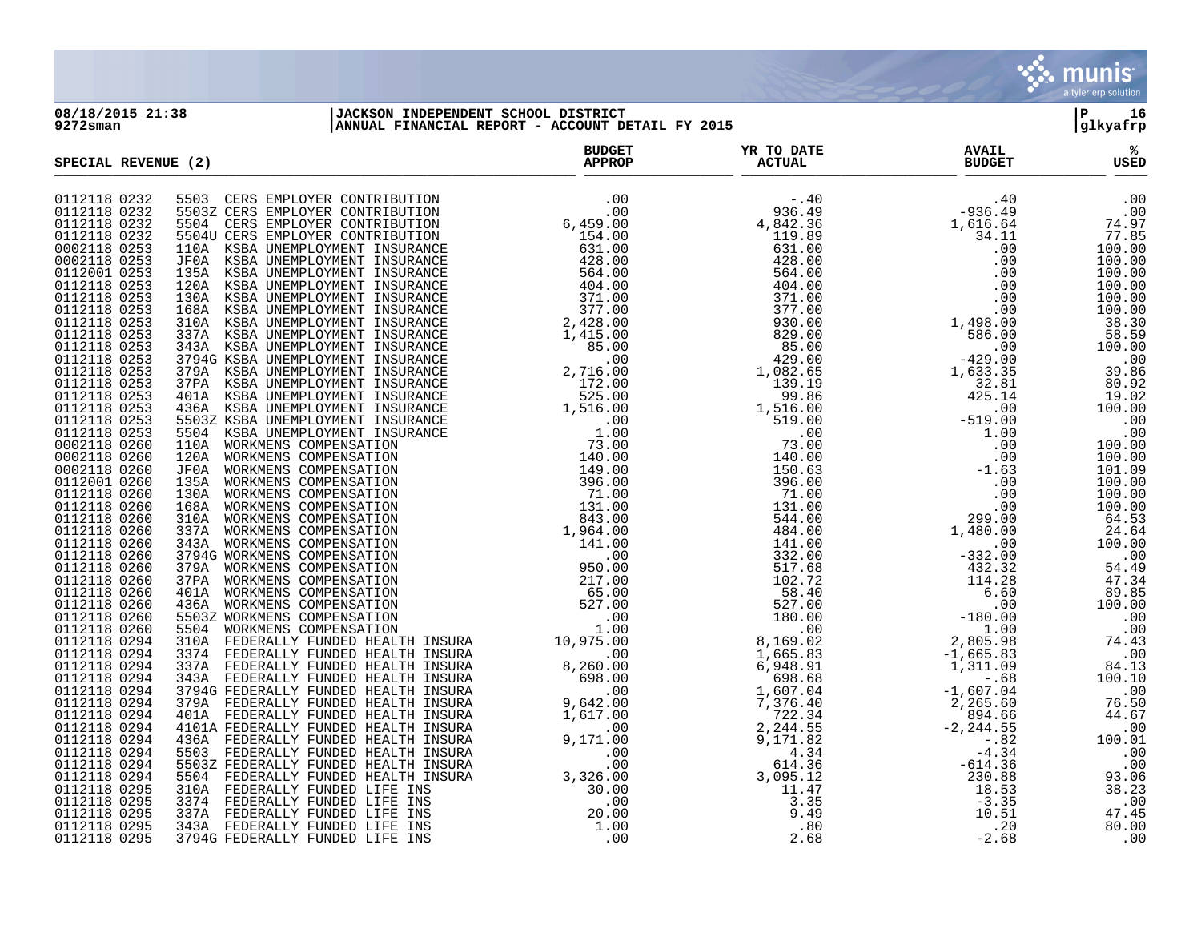08/18/2015 21:38 | JACKSON INDEPENDENT SCHOOL DISTRICT | P 16
9272sman | ANNUAL FINANCIAL REPORT - ACCOUNT DETAIL FY 2015 | glkyafrp

| SPECIAL REVENUE (2) | | BUDGET APPROP | YR TO DATE ACTUAL | AVAIL BUDGET | % USED |
|---|---|---|---|---|---|
| 0112118 0232 | 5503 CERS EMPLOYER CONTRIBUTION | .00 | -.40 | .40 | .00 |
| 0112118 0232 | 5503Z CERS EMPLOYER CONTRIBUTION | .00 | 936.49 | -936.49 | .00 |
| 0112118 0232 | 5504 CERS EMPLOYER CONTRIBUTION | 6,459.00 | 4,842.36 | 1,616.64 | 74.97 |
| 0112118 0232 | 5504U CERS EMPLOYER CONTRIBUTION | 154.00 | 119.89 | 34.11 | 77.85 |
| 0002118 0253 | 110A KSBA UNEMPLOYMENT INSURANCE | 631.00 | 631.00 | .00 | 100.00 |
| 0002118 0253 | JF0A KSBA UNEMPLOYMENT INSURANCE | 428.00 | 428.00 | .00 | 100.00 |
| 0112001 0253 | 135A KSBA UNEMPLOYMENT INSURANCE | 564.00 | 564.00 | .00 | 100.00 |
| 0112118 0253 | 120A KSBA UNEMPLOYMENT INSURANCE | 404.00 | 404.00 | .00 | 100.00 |
| 0112118 0253 | 130A KSBA UNEMPLOYMENT INSURANCE | 371.00 | 371.00 | .00 | 100.00 |
| 0112118 0253 | 168A KSBA UNEMPLOYMENT INSURANCE | 377.00 | 377.00 | .00 | 100.00 |
| 0112118 0253 | 310A KSBA UNEMPLOYMENT INSURANCE | 2,428.00 | 930.00 | 1,498.00 | 38.30 |
| 0112118 0253 | 337A KSBA UNEMPLOYMENT INSURANCE | 1,415.00 | 829.00 | 586.00 | 58.59 |
| 0112118 0253 | 343A KSBA UNEMPLOYMENT INSURANCE | 85.00 | 85.00 | .00 | 100.00 |
| 0112118 0253 | 3794G KSBA UNEMPLOYMENT INSURANCE | .00 | 429.00 | -429.00 | .00 |
| 0112118 0253 | 379A KSBA UNEMPLOYMENT INSURANCE | 2,716.00 | 1,082.65 | 1,633.35 | 39.86 |
| 0112118 0253 | 37PA KSBA UNEMPLOYMENT INSURANCE | 172.00 | 139.19 | 32.81 | 80.92 |
| 0112118 0253 | 401A KSBA UNEMPLOYMENT INSURANCE | 525.00 | 99.86 | 425.14 | 19.02 |
| 0112118 0253 | 436A KSBA UNEMPLOYMENT INSURANCE | 1,516.00 | 1,516.00 | .00 | 100.00 |
| 0112118 0253 | 5503Z KSBA UNEMPLOYMENT INSURANCE | .00 | 519.00 | -519.00 | .00 |
| 0112118 0253 | 5504 KSBA UNEMPLOYMENT INSURANCE | 1.00 | .00 | 1.00 | .00 |
| 0002118 0260 | 110A WORKMENS COMPENSATION | 73.00 | 73.00 | .00 | 100.00 |
| 0002118 0260 | 120A WORKMENS COMPENSATION | 140.00 | 140.00 | .00 | 100.00 |
| 0002118 0260 | JF0A WORKMENS COMPENSATION | 149.00 | 150.63 | -1.63 | 101.09 |
| 0112001 0260 | 135A WORKMENS COMPENSATION | 396.00 | 396.00 | .00 | 100.00 |
| 0112118 0260 | 130A WORKMENS COMPENSATION | 71.00 | 71.00 | .00 | 100.00 |
| 0112118 0260 | 168A WORKMENS COMPENSATION | 131.00 | 131.00 | .00 | 100.00 |
| 0112118 0260 | 310A WORKMENS COMPENSATION | 843.00 | 544.00 | 299.00 | 64.53 |
| 0112118 0260 | 337A WORKMENS COMPENSATION | 1,964.00 | 484.00 | 1,480.00 | 24.64 |
| 0112118 0260 | 343A WORKMENS COMPENSATION | 141.00 | 141.00 | .00 | 100.00 |
| 0112118 0260 | 3794G WORKMENS COMPENSATION | .00 | 332.00 | -332.00 | .00 |
| 0112118 0260 | 379A WORKMENS COMPENSATION | 950.00 | 517.68 | 432.32 | 54.49 |
| 0112118 0260 | 37PA WORKMENS COMPENSATION | 217.00 | 102.72 | 114.28 | 47.34 |
| 0112118 0260 | 401A WORKMENS COMPENSATION | 65.00 | 58.40 | 6.60 | 89.85 |
| 0112118 0260 | 436A WORKMENS COMPENSATION | 527.00 | 527.00 | .00 | 100.00 |
| 0112118 0260 | 5503Z WORKMENS COMPENSATION | .00 | 180.00 | -180.00 | .00 |
| 0112118 0260 | 5504 WORKMENS COMPENSATION | 1.00 | .00 | 1.00 | .00 |
| 0112118 0294 | 310A FEDERALLY FUNDED HEALTH INSURA | 10,975.00 | 8,169.02 | 2,805.98 | 74.43 |
| 0112118 0294 | 3374 FEDERALLY FUNDED HEALTH INSURA | .00 | 1,665.83 | -1,665.83 | .00 |
| 0112118 0294 | 337A FEDERALLY FUNDED HEALTH INSURA | 8,260.00 | 6,948.91 | 1,311.09 | 84.13 |
| 0112118 0294 | 343A FEDERALLY FUNDED HEALTH INSURA | 698.00 | 698.68 | -.68 | 100.10 |
| 0112118 0294 | 3794G FEDERALLY FUNDED HEALTH INSURA | .00 | 1,607.04 | -1,607.04 | .00 |
| 0112118 0294 | 379A FEDERALLY FUNDED HEALTH INSURA | 9,642.00 | 7,376.40 | 2,265.60 | 76.50 |
| 0112118 0294 | 401A FEDERALLY FUNDED HEALTH INSURA | 1,617.00 | 722.34 | 894.66 | 44.67 |
| 0112118 0294 | 4101A FEDERALLY FUNDED HEALTH INSURA | .00 | 2,244.55 | -2,244.55 | .00 |
| 0112118 0294 | 436A FEDERALLY FUNDED HEALTH INSURA | 9,171.00 | 9,171.82 | -.82 | 100.01 |
| 0112118 0294 | 5503 FEDERALLY FUNDED HEALTH INSURA | .00 | 4.34 | -4.34 | .00 |
| 0112118 0294 | 5503Z FEDERALLY FUNDED HEALTH INSURA | .00 | 614.36 | -614.36 | .00 |
| 0112118 0294 | 5504 FEDERALLY FUNDED HEALTH INSURA | 3,326.00 | 3,095.12 | 230.88 | 93.06 |
| 0112118 0295 | 310A FEDERALLY FUNDED LIFE INS | 30.00 | 11.47 | 18.53 | 38.23 |
| 0112118 0295 | 3374 FEDERALLY FUNDED LIFE INS | .00 | 3.35 | -3.35 | .00 |
| 0112118 0295 | 337A FEDERALLY FUNDED LIFE INS | 20.00 | 9.49 | 10.51 | 47.45 |
| 0112118 0295 | 343A FEDERALLY FUNDED LIFE INS | 1.00 | .80 | .20 | 80.00 |
| 0112118 0295 | 3794G FEDERALLY FUNDED LIFE INS | .00 | 2.68 | -2.68 | .00 |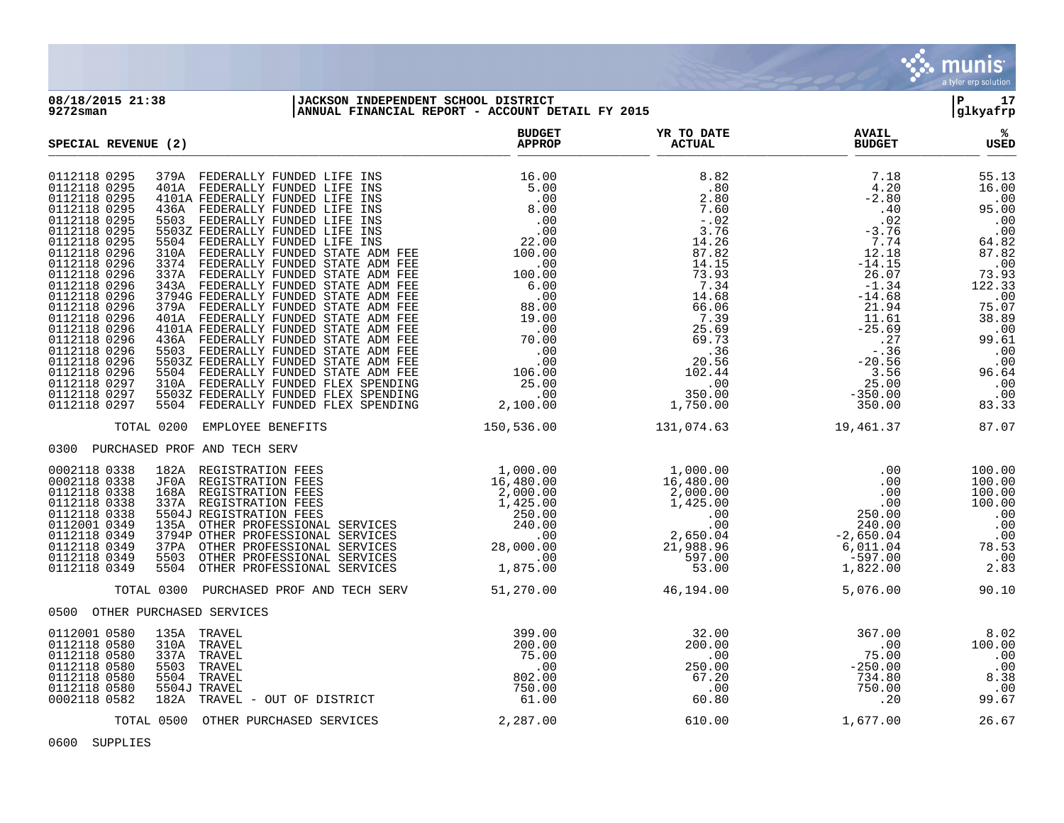08/18/2015 21:38 | JACKSON INDEPENDENT SCHOOL DISTRICT | P 17
9272sman | ANNUAL FINANCIAL REPORT - ACCOUNT DETAIL FY 2015 | glkyafrp

## SPECIAL REVENUE (2)

| Account | Description | BUDGET APPROP | YR TO DATE ACTUAL | AVAIL BUDGET | % USED |
|---|---|---|---|---|---|
| 0112118 0295 | 379A FEDERALLY FUNDED LIFE INS | 16.00 | 8.82 | 7.18 | 55.13 |
| 0112118 0295 | 401A FEDERALLY FUNDED LIFE INS | 5.00 | .80 | 4.20 | 16.00 |
| 0112118 0295 | 4101A FEDERALLY FUNDED LIFE INS | .00 | 2.80 | -2.80 | .00 |
| 0112118 0295 | 436A FEDERALLY FUNDED LIFE INS | 8.00 | 7.60 | .40 | 95.00 |
| 0112118 0295 | 5503 FEDERALLY FUNDED LIFE INS | .00 | -.02 | .02 | .00 |
| 0112118 0295 | 5503Z FEDERALLY FUNDED LIFE INS | .00 | 3.76 | -3.76 | .00 |
| 0112118 0295 | 5504 FEDERALLY FUNDED LIFE INS | 22.00 | 14.26 | 7.74 | 64.82 |
| 0112118 0296 | 310A FEDERALLY FUNDED STATE ADM FEE | 100.00 | 87.82 | 12.18 | 87.82 |
| 0112118 0296 | 3374 FEDERALLY FUNDED STATE ADM FEE | .00 | 14.15 | -14.15 | .00 |
| 0112118 0296 | 337A FEDERALLY FUNDED STATE ADM FEE | 100.00 | 73.93 | 26.07 | 73.93 |
| 0112118 0296 | 343A FEDERALLY FUNDED STATE ADM FEE | 6.00 | 7.34 | -1.34 | 122.33 |
| 0112118 0296 | 3794G FEDERALLY FUNDED STATE ADM FEE | .00 | 14.68 | -14.68 | .00 |
| 0112118 0296 | 379A FEDERALLY FUNDED STATE ADM FEE | 88.00 | 66.06 | 21.94 | 75.07 |
| 0112118 0296 | 401A FEDERALLY FUNDED STATE ADM FEE | 19.00 | 7.39 | 11.61 | 38.89 |
| 0112118 0296 | 4101A FEDERALLY FUNDED STATE ADM FEE | .00 | 25.69 | -25.69 | .00 |
| 0112118 0296 | 436A FEDERALLY FUNDED STATE ADM FEE | 70.00 | 69.73 | .27 | 99.61 |
| 0112118 0296 | 5503 FEDERALLY FUNDED STATE ADM FEE | .00 | .36 | -.36 | .00 |
| 0112118 0296 | 5503Z FEDERALLY FUNDED STATE ADM FEE | .00 | 20.56 | -20.56 | .00 |
| 0112118 0296 | 5504 FEDERALLY FUNDED STATE ADM FEE | 106.00 | 102.44 | 3.56 | 96.64 |
| 0112118 0297 | 310A FEDERALLY FUNDED FLEX SPENDING | 25.00 | .00 | 25.00 | .00 |
| 0112118 0297 | 5503Z FEDERALLY FUNDED FLEX SPENDING | .00 | 350.00 | -350.00 | .00 |
| 0112118 0297 | 5504 FEDERALLY FUNDED FLEX SPENDING | 2,100.00 | 1,750.00 | 350.00 | 83.33 |
| | TOTAL 0200 EMPLOYEE BENEFITS | 150,536.00 | 131,074.63 | 19,461.37 | 87.07 |
| **0300 PURCHASED PROF AND TECH SERV** | | | | | |
| 0002118 0338 | 182A REGISTRATION FEES | 1,000.00 | 1,000.00 | .00 | 100.00 |
| 0002118 0338 | JF0A REGISTRATION FEES | 16,480.00 | 16,480.00 | .00 | 100.00 |
| 0112118 0338 | 168A REGISTRATION FEES | 2,000.00 | 2,000.00 | .00 | 100.00 |
| 0112118 0338 | 337A REGISTRATION FEES | 1,425.00 | 1,425.00 | .00 | 100.00 |
| 0112118 0338 | 5504J REGISTRATION FEES | 250.00 | .00 | 250.00 | .00 |
| 0112001 0349 | 135A OTHER PROFESSIONAL SERVICES | 240.00 | .00 | 240.00 | .00 |
| 0112118 0349 | 3794P OTHER PROFESSIONAL SERVICES | .00 | 2,650.04 | -2,650.04 | .00 |
| 0112118 0349 | 37PA OTHER PROFESSIONAL SERVICES | 28,000.00 | 21,988.96 | 6,011.04 | 78.53 |
| 0112118 0349 | 5503 OTHER PROFESSIONAL SERVICES | .00 | 597.00 | -597.00 | .00 |
| 0112118 0349 | 5504 OTHER PROFESSIONAL SERVICES | 1,875.00 | 53.00 | 1,822.00 | 2.83 |
| | TOTAL 0300 PURCHASED PROF AND TECH SERV | 51,270.00 | 46,194.00 | 5,076.00 | 90.10 |
| **0500 OTHER PURCHASED SERVICES** | | | | | |
| 0112001 0580 | 135A TRAVEL | 399.00 | 32.00 | 367.00 | 8.02 |
| 0112118 0580 | 310A TRAVEL | 200.00 | 200.00 | .00 | 100.00 |
| 0112118 0580 | 337A TRAVEL | 75.00 | .00 | 75.00 | .00 |
| 0112118 0580 | 5503 TRAVEL | .00 | 250.00 | -250.00 | .00 |
| 0112118 0580 | 5504 TRAVEL | 802.00 | 67.20 | 734.80 | 8.38 |
| 0112118 0580 | 5504J TRAVEL | 750.00 | .00 | 750.00 | .00 |
| 0002118 0582 | 182A TRAVEL - OUT OF DISTRICT | 61.00 | 60.80 | .20 | 99.67 |
| | TOTAL 0500 OTHER PURCHASED SERVICES | 2,287.00 | 610.00 | 1,677.00 | 26.67 |

0600 SUPPLIES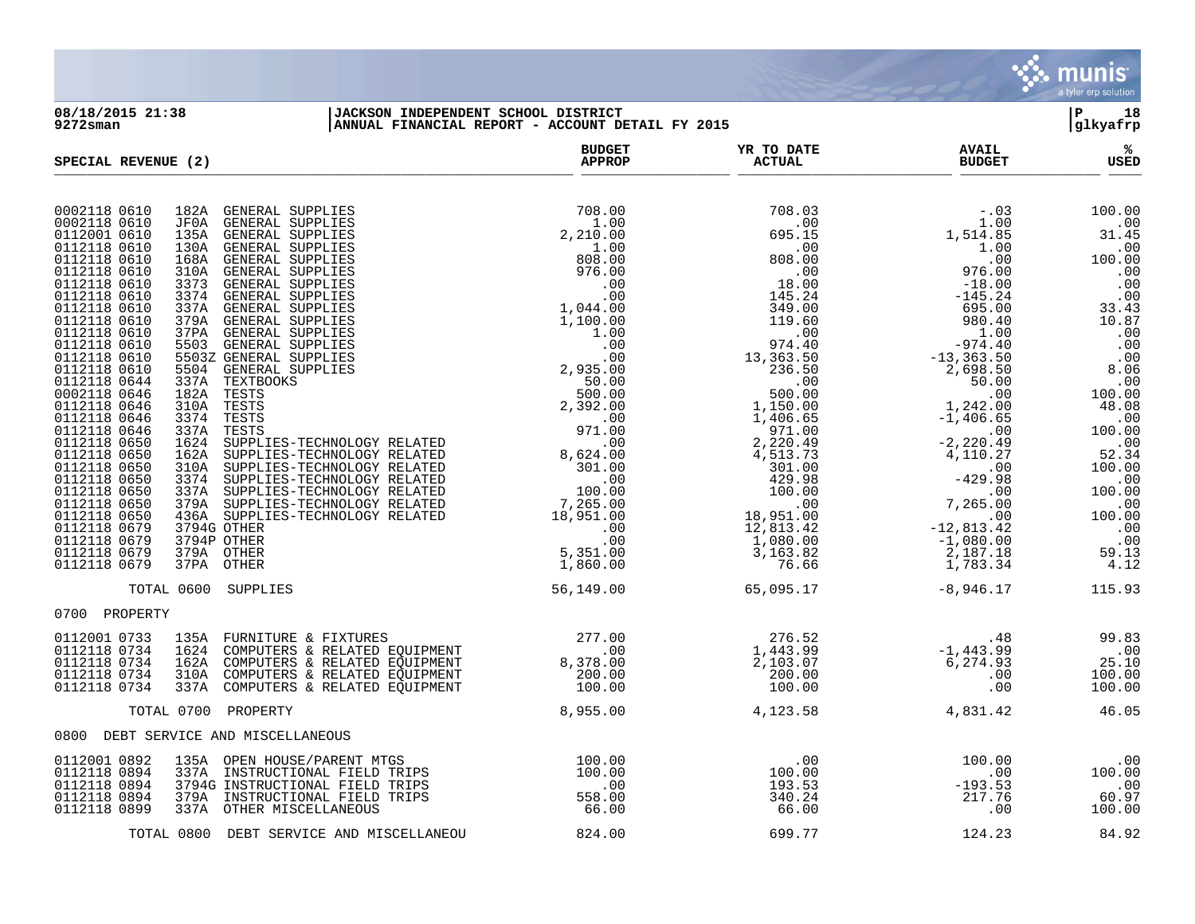**JACKSON INDEPENDENT SCHOOL DISTRICT**
**ANNUAL FINANCIAL REPORT - ACCOUNT DETAIL FY 2015**

08/18/2015 21:38
9272sman

glkyafrp

| SPECIAL REVENUE (2) | | | BUDGET APPROP | YR TO DATE ACTUAL | AVAIL BUDGET | % USED |
|---|---|---|---|---|---|---|
| 0002118 0610 | 182A | GENERAL SUPPLIES | 708.00 | 708.03 | -.03 | 100.00 |
| 0002118 0610 | JF0A | GENERAL SUPPLIES | 1.00 | .00 | 1.00 | .00 |
| 0112001 0610 | 135A | GENERAL SUPPLIES | 2,210.00 | 695.15 | 1,514.85 | 31.45 |
| 0112118 0610 | 130A | GENERAL SUPPLIES | 1.00 | .00 | 1.00 | .00 |
| 0112118 0610 | 168A | GENERAL SUPPLIES | 808.00 | 808.00 | .00 | 100.00 |
| 0112118 0610 | 310A | GENERAL SUPPLIES | 976.00 | .00 | 976.00 | .00 |
| 0112118 0610 | 3373 | GENERAL SUPPLIES | .00 | 18.00 | -18.00 | .00 |
| 0112118 0610 | 3374 | GENERAL SUPPLIES | .00 | 145.24 | -145.24 | .00 |
| 0112118 0610 | 337A | GENERAL SUPPLIES | 1,044.00 | 349.00 | 695.00 | 33.43 |
| 0112118 0610 | 379A | GENERAL SUPPLIES | 1,100.00 | 119.60 | 980.40 | 10.87 |
| 0112118 0610 | 37PA | GENERAL SUPPLIES | 1.00 | .00 | 1.00 | .00 |
| 0112118 0610 | 5503 | GENERAL SUPPLIES | .00 | 974.40 | -974.40 | .00 |
| 0112118 0610 | 5503Z | GENERAL SUPPLIES | .00 | 13,363.50 | -13,363.50 | .00 |
| 0112118 0610 | 5504 | GENERAL SUPPLIES | 2,935.00 | 236.50 | 2,698.50 | 8.06 |
| 0112118 0644 | 337A | TEXTBOOKS | 50.00 | .00 | 50.00 | .00 |
| 0002118 0646 | 182A | TESTS | 500.00 | 500.00 | .00 | 100.00 |
| 0112118 0646 | 310A | TESTS | 2,392.00 | 1,150.00 | 1,242.00 | 48.08 |
| 0112118 0646 | 3374 | TESTS | .00 | 1,406.65 | -1,406.65 | .00 |
| 0112118 0646 | 337A | TESTS | 971.00 | 971.00 | .00 | 100.00 |
| 0112118 0650 | 1624 | SUPPLIES-TECHNOLOGY RELATED | .00 | 2,220.49 | -2,220.49 | .00 |
| 0112118 0650 | 162A | SUPPLIES-TECHNOLOGY RELATED | 8,624.00 | 4,513.73 | 4,110.27 | 52.34 |
| 0112118 0650 | 310A | SUPPLIES-TECHNOLOGY RELATED | 301.00 | 301.00 | .00 | 100.00 |
| 0112118 0650 | 3374 | SUPPLIES-TECHNOLOGY RELATED | .00 | 429.98 | -429.98 | .00 |
| 0112118 0650 | 337A | SUPPLIES-TECHNOLOGY RELATED | 100.00 | 100.00 | .00 | 100.00 |
| 0112118 0650 | 379A | SUPPLIES-TECHNOLOGY RELATED | 7,265.00 | .00 | 7,265.00 | .00 |
| 0112118 0650 | 436A | SUPPLIES-TECHNOLOGY RELATED | 18,951.00 | 18,951.00 | .00 | 100.00 |
| 0112118 0679 | 3794G | OTHER | .00 | 12,813.42 | -12,813.42 | .00 |
| 0112118 0679 | 3794P | OTHER | .00 | 1,080.00 | -1,080.00 | .00 |
| 0112118 0679 | 379A | OTHER | 5,351.00 | 3,163.82 | 2,187.18 | 59.13 |
| 0112118 0679 | 37PA | OTHER | 1,860.00 | 76.66 | 1,783.34 | 4.12 |
| TOTAL 0600 | | SUPPLIES | 56,149.00 | 65,095.17 | -8,946.17 | 115.93 |
| **0700 PROPERTY** | | | | | | |
| 0112001 0733 | 135A | FURNITURE & FIXTURES | 277.00 | 276.52 | .48 | 99.83 |
| 0112118 0734 | 1624 | COMPUTERS & RELATED EQUIPMENT | .00 | 1,443.99 | -1,443.99 | .00 |
| 0112118 0734 | 162A | COMPUTERS & RELATED EQUIPMENT | 8,378.00 | 2,103.07 | 6,274.93 | 25.10 |
| 0112118 0734 | 310A | COMPUTERS & RELATED EQUIPMENT | 200.00 | 200.00 | .00 | 100.00 |
| 0112118 0734 | 337A | COMPUTERS & RELATED EQUIPMENT | 100.00 | 100.00 | .00 | 100.00 |
| TOTAL 0700 | | PROPERTY | 8,955.00 | 4,123.58 | 4,831.42 | 46.05 |
| **0800 DEBT SERVICE AND MISCELLANEOUS** | | | | | | |
| 0112001 0892 | 135A | OPEN HOUSE/PARENT MTGS | 100.00 | .00 | 100.00 | .00 |
| 0112118 0894 | 337A | INSTRUCTIONAL FIELD TRIPS | 100.00 | 100.00 | .00 | 100.00 |
| 0112118 0894 | 3794G | INSTRUCTIONAL FIELD TRIPS | .00 | 193.53 | -193.53 | .00 |
| 0112118 0894 | 379A | INSTRUCTIONAL FIELD TRIPS | 558.00 | 340.24 | 217.76 | 60.97 |
| 0112118 0899 | 337A | OTHER MISCELLANEOUS | 66.00 | 66.00 | .00 | 100.00 |
| TOTAL 0800 | | DEBT SERVICE AND MISCELLANEOU | 824.00 | 699.77 | 124.23 | 84.92 |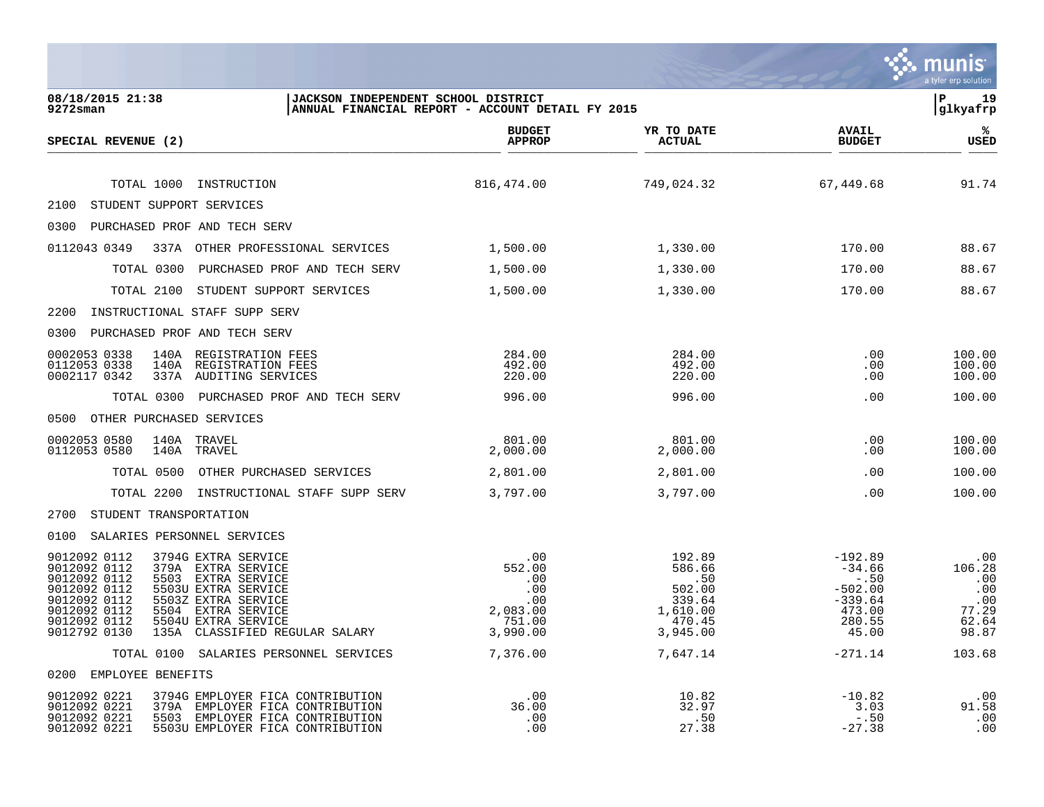**JACKSON INDEPENDENT SCHOOL DISTRICT**
**ANNUAL FINANCIAL REPORT - ACCOUNT DETAIL FY 2015**

08/18/2015 21:38
9272sman

glkyafrp

| SPECIAL REVENUE (2) | BUDGET APPROP | YR TO DATE ACTUAL | AVAIL BUDGET | % USED |
|---|---|---|---|---|
| TOTAL 1000 INSTRUCTION | 816,474.00 | 749,024.32 | 67,449.68 | 91.74 |
| 2100 STUDENT SUPPORT SERVICES | | | | |
| 0300 PURCHASED PROF AND TECH SERV | | | | |
| 0112043 0349 337A OTHER PROFESSIONAL SERVICES | 1,500.00 | 1,330.00 | 170.00 | 88.67 |
| TOTAL 0300 PURCHASED PROF AND TECH SERV | 1,500.00 | 1,330.00 | 170.00 | 88.67 |
| TOTAL 2100 STUDENT SUPPORT SERVICES | 1,500.00 | 1,330.00 | 170.00 | 88.67 |
| 2200 INSTRUCTIONAL STAFF SUPP SERV | | | | |
| 0300 PURCHASED PROF AND TECH SERV | | | | |
| 0002053 0338 140A REGISTRATION FEES | 284.00 | 284.00 | .00 | 100.00 |
| 0112053 0338 140A REGISTRATION FEES | 492.00 | 492.00 | .00 | 100.00 |
| 0002117 0342 337A AUDITING SERVICES | 220.00 | 220.00 | .00 | 100.00 |
| TOTAL 0300 PURCHASED PROF AND TECH SERV | 996.00 | 996.00 | .00 | 100.00 |
| 0500 OTHER PURCHASED SERVICES | | | | |
| 0002053 0580 140A TRAVEL | 801.00 | 801.00 | .00 | 100.00 |
| 0112053 0580 140A TRAVEL | 2,000.00 | 2,000.00 | .00 | 100.00 |
| TOTAL 0500 OTHER PURCHASED SERVICES | 2,801.00 | 2,801.00 | .00 | 100.00 |
| TOTAL 2200 INSTRUCTIONAL STAFF SUPP SERV | 3,797.00 | 3,797.00 | .00 | 100.00 |
| 2700 STUDENT TRANSPORTATION | | | | |
| 0100 SALARIES PERSONNEL SERVICES | | | | |
| 9012092 0112 3794G EXTRA SERVICE | .00 | 192.89 | -192.89 | .00 |
| 9012092 0112 379A EXTRA SERVICE | 552.00 | 586.66 | -34.66 | 106.28 |
| 9012092 0112 5503 EXTRA SERVICE | .00 | .50 | -.50 | .00 |
| 9012092 0112 5503U EXTRA SERVICE | .00 | 502.00 | -502.00 | .00 |
| 9012092 0112 5503Z EXTRA SERVICE | .00 | 339.64 | -339.64 | .00 |
| 9012092 0112 5504 EXTRA SERVICE | 2,083.00 | 1,610.00 | 473.00 | 77.29 |
| 9012092 0112 5504U EXTRA SERVICE | 751.00 | 470.45 | 280.55 | 62.64 |
| 9012792 0130 135A CLASSIFIED REGULAR SALARY | 3,990.00 | 3,945.00 | 45.00 | 98.87 |
| TOTAL 0100 SALARIES PERSONNEL SERVICES | 7,376.00 | 7,647.14 | -271.14 | 103.68 |
| 0200 EMPLOYEE BENEFITS | | | | |
| 9012092 0221 3794G EMPLOYER FICA CONTRIBUTION | .00 | 10.82 | -10.82 | .00 |
| 9012092 0221 379A EMPLOYER FICA CONTRIBUTION | 36.00 | 32.97 | 3.03 | 91.58 |
| 9012092 0221 5503 EMPLOYER FICA CONTRIBUTION | .00 | .50 | -.50 | .00 |
| 9012092 0221 5503U EMPLOYER FICA CONTRIBUTION | .00 | 27.38 | -27.38 | .00 |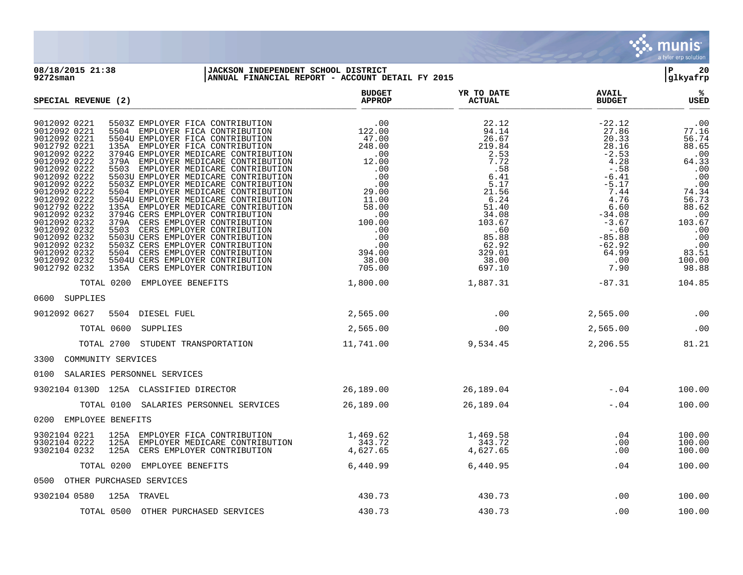**JACKSON INDEPENDENT SCHOOL DISTRICT**
**ANNUAL FINANCIAL REPORT - ACCOUNT DETAIL FY 2015**

08/18/2015 21:38
9272sman

| SPECIAL REVENUE (2) | BUDGET APPROP | YR TO DATE ACTUAL | AVAIL BUDGET | % USED |
|---|---|---|---|---|
| 9012092 0221 5503Z EMPLOYER FICA CONTRIBUTION | .00 | 22.12 | -22.12 | .00 |
| 9012092 0221 5504 EMPLOYER FICA CONTRIBUTION | 122.00 | 94.14 | 27.86 | 77.16 |
| 9012092 0221 5504U EMPLOYER FICA CONTRIBUTION | 47.00 | 26.67 | 20.33 | 56.74 |
| 9012792 0221 135A EMPLOYER FICA CONTRIBUTION | 248.00 | 219.84 | 28.16 | 88.65 |
| 9012092 0222 3794G EMPLOYER MEDICARE CONTRIBUTION | .00 | 2.53 | -2.53 | .00 |
| 9012092 0222 379A EMPLOYER MEDICARE CONTRIBUTION | 12.00 | 7.72 | 4.28 | 64.33 |
| 9012092 0222 5503 EMPLOYER MEDICARE CONTRIBUTION | .00 | .58 | -.58 | .00 |
| 9012092 0222 5503U EMPLOYER MEDICARE CONTRIBUTION | .00 | 6.41 | -6.41 | .00 |
| 9012092 0222 5503Z EMPLOYER MEDICARE CONTRIBUTION | .00 | 5.17 | -5.17 | .00 |
| 9012092 0222 5504 EMPLOYER MEDICARE CONTRIBUTION | 29.00 | 21.56 | 7.44 | 74.34 |
| 9012092 0222 5504U EMPLOYER MEDICARE CONTRIBUTION | 11.00 | 6.24 | 4.76 | 56.73 |
| 9012792 0222 135A EMPLOYER MEDICARE CONTRIBUTION | 58.00 | 51.40 | 6.60 | 88.62 |
| 9012092 0232 3794G CERS EMPLOYER CONTRIBUTION | .00 | 34.08 | -34.08 | .00 |
| 9012092 0232 379A CERS EMPLOYER CONTRIBUTION | 100.00 | 103.67 | -3.67 | 103.67 |
| 9012092 0232 5503 CERS EMPLOYER CONTRIBUTION | .00 | .60 | -.60 | .00 |
| 9012092 0232 5503U CERS EMPLOYER CONTRIBUTION | .00 | 85.88 | -85.88 | .00 |
| 9012092 0232 5503Z CERS EMPLOYER CONTRIBUTION | .00 | 62.92 | -62.92 | .00 |
| 9012092 0232 5504 CERS EMPLOYER CONTRIBUTION | 394.00 | 329.01 | 64.99 | 83.51 |
| 9012092 0232 5504U CERS EMPLOYER CONTRIBUTION | 38.00 | 38.00 | .00 | 100.00 |
| 9012792 0232 135A CERS EMPLOYER CONTRIBUTION | 705.00 | 697.10 | 7.90 | 98.88 |
| TOTAL 0200 EMPLOYEE BENEFITS | 1,800.00 | 1,887.31 | -87.31 | 104.85 |
| 0600 SUPPLIES | | | | |
| 9012092 0627 5504 DIESEL FUEL | 2,565.00 | .00 | 2,565.00 | .00 |
| TOTAL 0600 SUPPLIES | 2,565.00 | .00 | 2,565.00 | .00 |
| TOTAL 2700 STUDENT TRANSPORTATION | 11,741.00 | 9,534.45 | 2,206.55 | 81.21 |
| 3300 COMMUNITY SERVICES | | | | |
| 0100 SALARIES PERSONNEL SERVICES | | | | |
| 9302104 0130D 125A CLASSIFIED DIRECTOR | 26,189.00 | 26,189.04 | -.04 | 100.00 |
| TOTAL 0100 SALARIES PERSONNEL SERVICES | 26,189.00 | 26,189.04 | -.04 | 100.00 |
| 0200 EMPLOYEE BENEFITS | | | | |
| 9302104 0221 125A EMPLOYER FICA CONTRIBUTION | 1,469.62 | 1,469.58 | .04 | 100.00 |
| 9302104 0222 125A EMPLOYER MEDICARE CONTRIBUTION | 343.72 | 343.72 | .00 | 100.00 |
| 9302104 0232 125A CERS EMPLOYER CONTRIBUTION | 4,627.65 | 4,627.65 | .00 | 100.00 |
| TOTAL 0200 EMPLOYEE BENEFITS | 6,440.99 | 6,440.95 | .04 | 100.00 |
| 0500 OTHER PURCHASED SERVICES | | | | |
| 9302104 0580 125A TRAVEL | 430.73 | 430.73 | .00 | 100.00 |
| TOTAL 0500 OTHER PURCHASED SERVICES | 430.73 | 430.73 | .00 | 100.00 |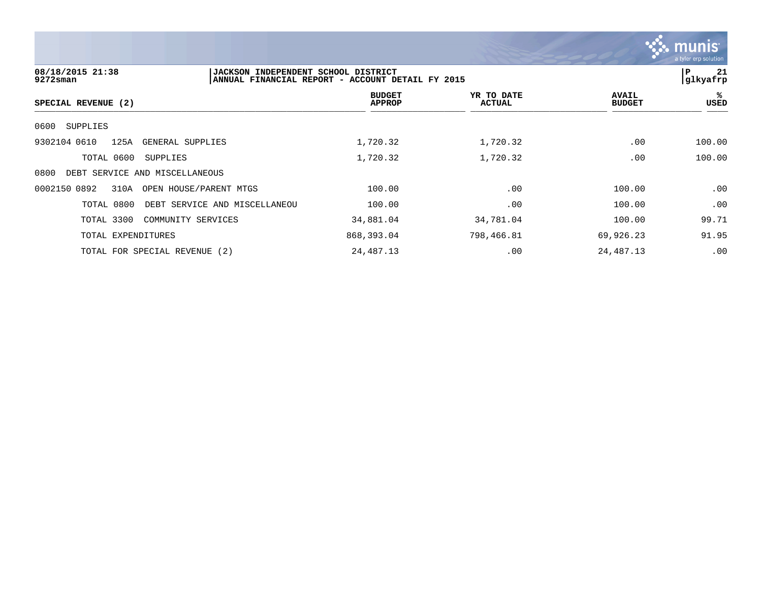**JACKSON INDEPENDENT SCHOOL DISTRICT**
**ANNUAL FINANCIAL REPORT - ACCOUNT DETAIL FY 2015**

08/18/2015 21:38
9272sman

glkyafrp

| SPECIAL REVENUE (2) | BUDGET APPROP | YR TO DATE ACTUAL | AVAIL BUDGET | % USED |
|---|---|---|---|---|
| 0600 SUPPLIES | | | | |
| 9302104 0610 125A GENERAL SUPPLIES | 1,720.32 | 1,720.32 | .00 | 100.00 |
| TOTAL 0600 SUPPLIES | 1,720.32 | 1,720.32 | .00 | 100.00 |
| 0800 DEBT SERVICE AND MISCELLANEOUS | | | | |
| 0002150 0892 310A OPEN HOUSE/PARENT MTGS | 100.00 | .00 | 100.00 | .00 |
| TOTAL 0800 DEBT SERVICE AND MISCELLANEOU | 100.00 | .00 | 100.00 | .00 |
| TOTAL 3300 COMMUNITY SERVICES | 34,881.04 | 34,781.04 | 100.00 | 99.71 |
| TOTAL EXPENDITURES | 868,393.04 | 798,466.81 | 69,926.23 | 91.95 |
| TOTAL FOR SPECIAL REVENUE (2) | 24,487.13 | .00 | 24,487.13 | .00 |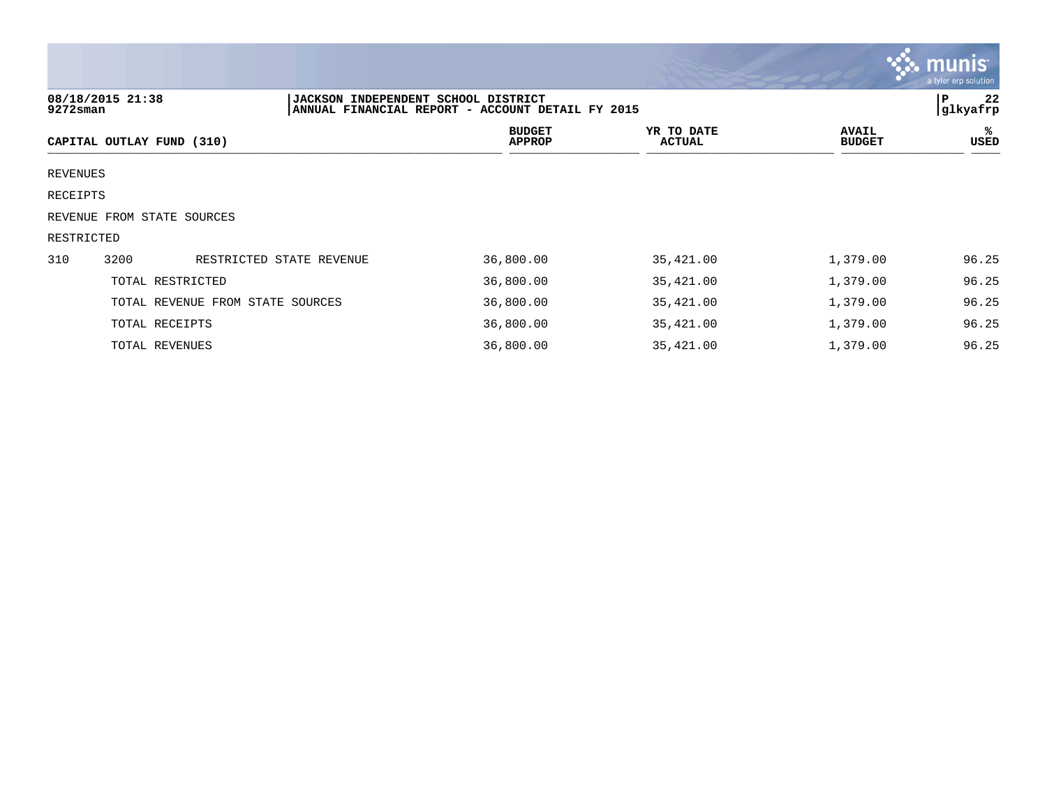JACKSON INDEPENDENT SCHOOL DISTRICT
ANNUAL FINANCIAL REPORT - ACCOUNT DETAIL FY 2015

| CAPITAL OUTLAY FUND (310) | | | BUDGET APPROP | YR TO DATE ACTUAL | AVAIL BUDGET | % USED |
|---|---|---|---|---|---|---|
| REVENUES | | | | | | |
| RECEIPTS | | | | | | |
| REVENUE FROM STATE SOURCES | | | | | | |
| RESTRICTED | | | | | | |
| 310 | 3200 | RESTRICTED STATE REVENUE | 36,800.00 | 35,421.00 | 1,379.00 | 96.25 |
| | TOTAL RESTRICTED | | 36,800.00 | 35,421.00 | 1,379.00 | 96.25 |
| | TOTAL REVENUE FROM STATE SOURCES | | 36,800.00 | 35,421.00 | 1,379.00 | 96.25 |
| | TOTAL RECEIPTS | | 36,800.00 | 35,421.00 | 1,379.00 | 96.25 |
| | TOTAL REVENUES | | 36,800.00 | 35,421.00 | 1,379.00 | 96.25 |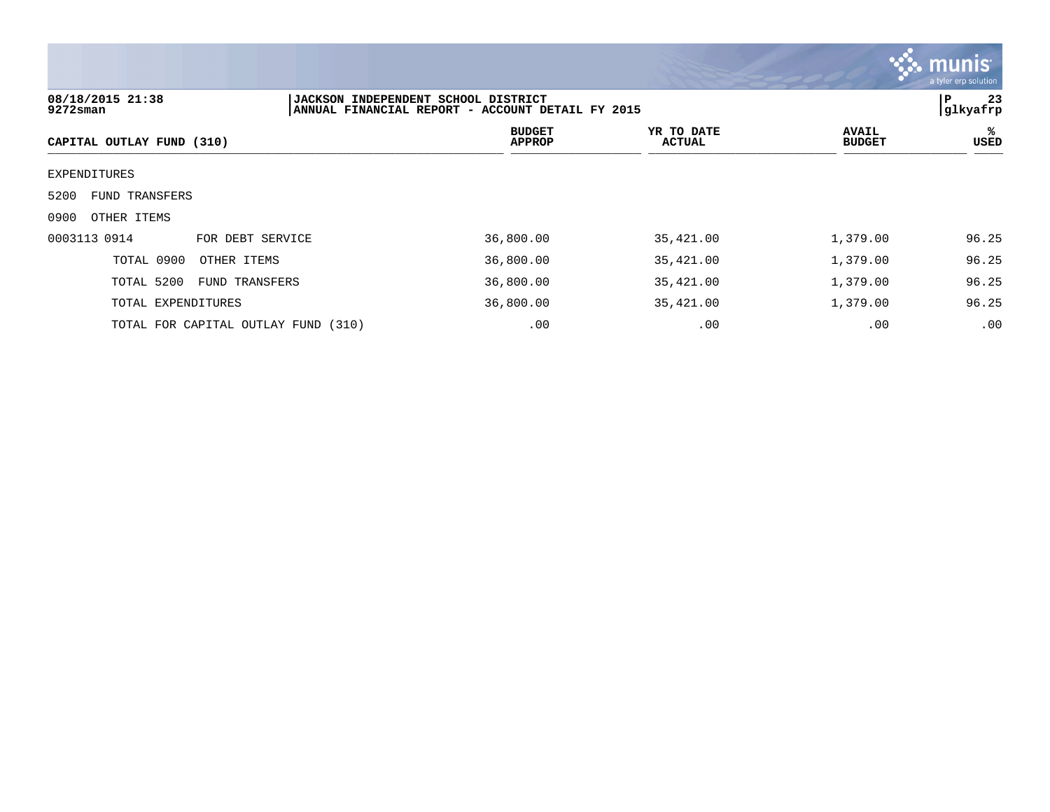**08/18/2015 21:38**
**9272sman**

**JACKSON INDEPENDENT SCHOOL DISTRICT**
**ANNUAL FINANCIAL REPORT - ACCOUNT DETAIL FY 2015**

**P 23**
**glkyafrp**

| CAPITAL OUTLAY FUND (310) | BUDGET APPROP | YR TO DATE ACTUAL | AVAIL BUDGET | % USED |
|---|---|---|---|---|
| EXPENDITURES | | | | |
| 5200 FUND TRANSFERS | | | | |
| 0900 OTHER ITEMS | | | | |
| 0003113 0914 FOR DEBT SERVICE | 36,800.00 | 35,421.00 | 1,379.00 | 96.25 |
| TOTAL 0900 OTHER ITEMS | 36,800.00 | 35,421.00 | 1,379.00 | 96.25 |
| TOTAL 5200 FUND TRANSFERS | 36,800.00 | 35,421.00 | 1,379.00 | 96.25 |
| TOTAL EXPENDITURES | 36,800.00 | 35,421.00 | 1,379.00 | 96.25 |
| TOTAL FOR CAPITAL OUTLAY FUND (310) | .00 | .00 | .00 | .00 |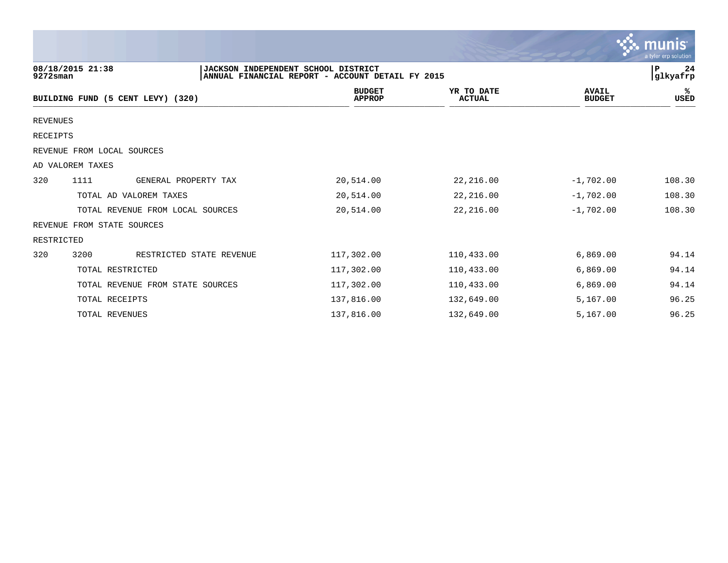08/18/2015 21:38 | JACKSON INDEPENDENT SCHOOL DISTRICT
9272sman | ANNUAL FINANCIAL REPORT - ACCOUNT DETAIL FY 2015

| BUILDING FUND (5 CENT LEVY) (320) | | | BUDGET APPROP | YR TO DATE ACTUAL | AVAIL BUDGET | % USED |
|---|---|---|---|---|---|---|
| REVENUES | | | | | | |
| RECEIPTS | | | | | | |
| REVENUE FROM LOCAL SOURCES | | | | | | |
| AD VALOREM TAXES | | | | | | |
| 320 | 1111 | GENERAL PROPERTY TAX | 20,514.00 | 22,216.00 | -1,702.00 | 108.30 |
| | TOTAL AD VALOREM TAXES | | 20,514.00 | 22,216.00 | -1,702.00 | 108.30 |
| | TOTAL REVENUE FROM LOCAL SOURCES | | 20,514.00 | 22,216.00 | -1,702.00 | 108.30 |
| REVENUE FROM STATE SOURCES | | | | | | |
| RESTRICTED | | | | | | |
| 320 | 3200 | RESTRICTED STATE REVENUE | 117,302.00 | 110,433.00 | 6,869.00 | 94.14 |
| | TOTAL RESTRICTED | | 117,302.00 | 110,433.00 | 6,869.00 | 94.14 |
| | TOTAL REVENUE FROM STATE SOURCES | | 117,302.00 | 110,433.00 | 6,869.00 | 94.14 |
| | TOTAL RECEIPTS | | 137,816.00 | 132,649.00 | 5,167.00 | 96.25 |
| | TOTAL REVENUES | | 137,816.00 | 132,649.00 | 5,167.00 | 96.25 |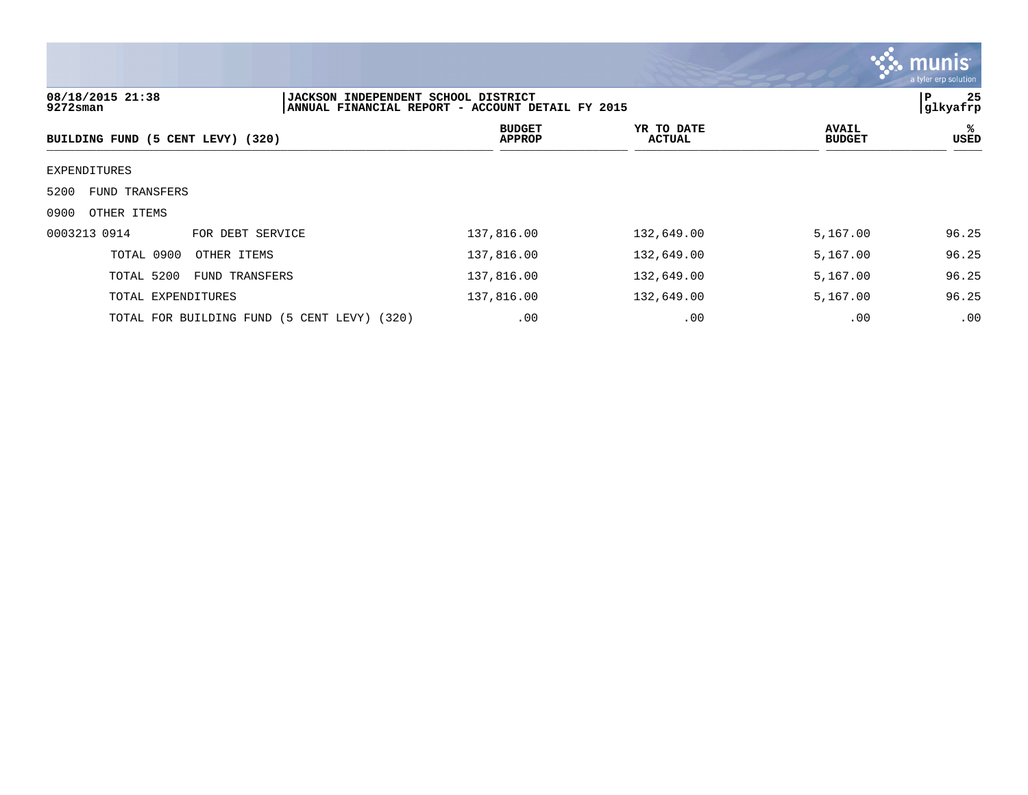**JACKSON INDEPENDENT SCHOOL DISTRICT**
**ANNUAL FINANCIAL REPORT - ACCOUNT DETAIL FY 2015**

| BUILDING FUND (5 CENT LEVY) (320) | BUDGET APPROP | YR TO DATE ACTUAL | AVAIL BUDGET | % USED |
|---|---|---|---|---|
| EXPENDITURES | | | | |
| 5200 FUND TRANSFERS | | | | |
| 0900 OTHER ITEMS | | | | |
| 0003213 0914 FOR DEBT SERVICE | 137,816.00 | 132,649.00 | 5,167.00 | 96.25 |
| TOTAL 0900 OTHER ITEMS | 137,816.00 | 132,649.00 | 5,167.00 | 96.25 |
| TOTAL 5200 FUND TRANSFERS | 137,816.00 | 132,649.00 | 5,167.00 | 96.25 |
| TOTAL EXPENDITURES | 137,816.00 | 132,649.00 | 5,167.00 | 96.25 |
| TOTAL FOR BUILDING FUND (5 CENT LEVY) (320) | .00 | .00 | .00 | .00 |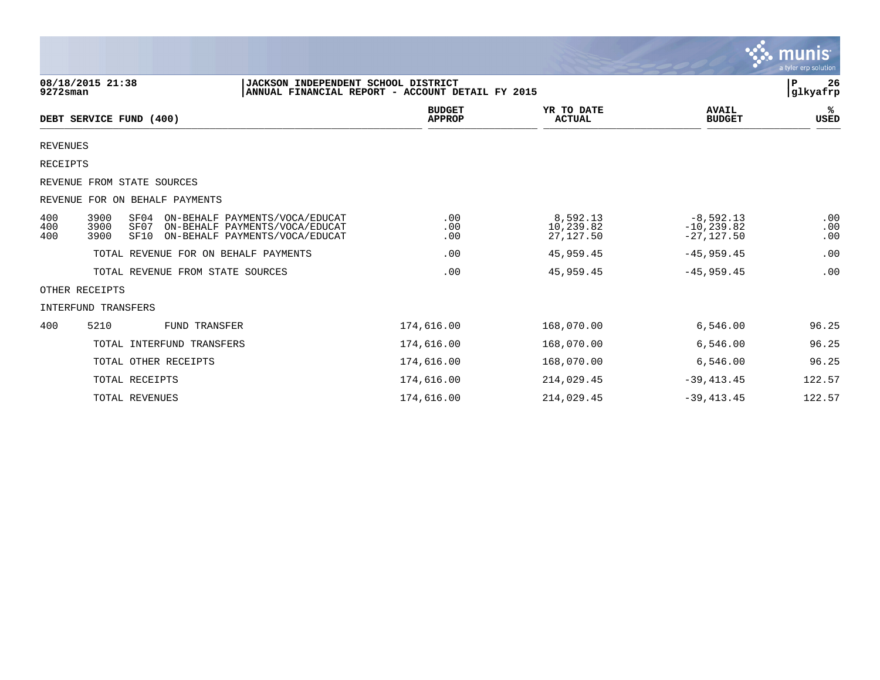JACKSON INDEPENDENT SCHOOL DISTRICT
ANNUAL FINANCIAL REPORT - ACCOUNT DETAIL FY 2015

08/18/2015 21:38
9272sman

| DEBT SERVICE FUND (400) | | | | BUDGET APPROP | YR TO DATE ACTUAL | AVAIL BUDGET | % USED |
|---|---|---|---|---|---|---|---|
| REVENUES | | | | | | | |
| RECEIPTS | | | | | | | |
| REVENUE FROM STATE SOURCES | | | | | | | |
| REVENUE FOR ON BEHALF PAYMENTS | | | | | | | |
| 400 | 3900 | SF04 | ON-BEHALF PAYMENTS/VOCA/EDUCAT | .00 | 8,592.13 | -8,592.13 | .00 |
| 400 | 3900 | SF07 | ON-BEHALF PAYMENTS/VOCA/EDUCAT | .00 | 10,239.82 | -10,239.82 | .00 |
| 400 | 3900 | SF10 | ON-BEHALF PAYMENTS/VOCA/EDUCAT | .00 | 27,127.50 | -27,127.50 | .00 |
| | | | TOTAL REVENUE FOR ON BEHALF PAYMENTS | .00 | 45,959.45 | -45,959.45 | .00 |
| | | | TOTAL REVENUE FROM STATE SOURCES | .00 | 45,959.45 | -45,959.45 | .00 |
| OTHER RECEIPTS | | | | | | | |
| INTERFUND TRANSFERS | | | | | | | |
| 400 | 5210 | | FUND TRANSFER | 174,616.00 | 168,070.00 | 6,546.00 | 96.25 |
| | | | TOTAL INTERFUND TRANSFERS | 174,616.00 | 168,070.00 | 6,546.00 | 96.25 |
| | | | TOTAL OTHER RECEIPTS | 174,616.00 | 168,070.00 | 6,546.00 | 96.25 |
| | | | TOTAL RECEIPTS | 174,616.00 | 214,029.45 | -39,413.45 | 122.57 |
| | | | TOTAL REVENUES | 174,616.00 | 214,029.45 | -39,413.45 | 122.57 |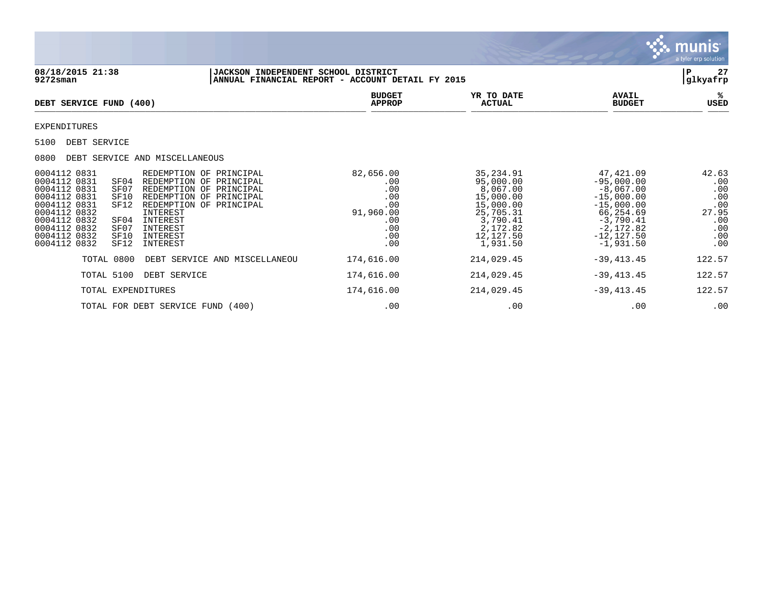JACKSON INDEPENDENT SCHOOL DISTRICT
ANNUAL FINANCIAL REPORT - ACCOUNT DETAIL FY 2015

08/18/2015 21:38
9272sman

P 27
glkyafrp

| DEBT SERVICE FUND (400) | | | BUDGET APPROP | YR TO DATE ACTUAL | AVAIL BUDGET | % USED |
|---|---|---|---|---|---|---|
| EXPENDITURES | | | | | | |
| 5100 DEBT SERVICE | | | | | | |
| 0800 DEBT SERVICE AND MISCELLANEOUS | | | | | | |
| 0004112 0831 | | REDEMPTION OF PRINCIPAL | 82,656.00 | 35,234.91 | 47,421.09 | 42.63 |
| 0004112 0831 | SF04 | REDEMPTION OF PRINCIPAL | .00 | 95,000.00 | -95,000.00 | .00 |
| 0004112 0831 | SF07 | REDEMPTION OF PRINCIPAL | .00 | 8,067.00 | -8,067.00 | .00 |
| 0004112 0831 | SF10 | REDEMPTION OF PRINCIPAL | .00 | 15,000.00 | -15,000.00 | .00 |
| 0004112 0831 | SF12 | REDEMPTION OF PRINCIPAL | .00 | 15,000.00 | -15,000.00 | .00 |
| 0004112 0832 | | INTEREST | 91,960.00 | 25,705.31 | 66,254.69 | 27.95 |
| 0004112 0832 | SF04 | INTEREST | .00 | 3,790.41 | -3,790.41 | .00 |
| 0004112 0832 | SF07 | INTEREST | .00 | 2,172.82 | -2,172.82 | .00 |
| 0004112 0832 | SF10 | INTEREST | .00 | 12,127.50 | -12,127.50 | .00 |
| 0004112 0832 | SF12 | INTEREST | .00 | 1,931.50 | -1,931.50 | .00 |
| TOTAL 0800 | | DEBT SERVICE AND MISCELLANEOU | 174,616.00 | 214,029.45 | -39,413.45 | 122.57 |
| TOTAL 5100 | | DEBT SERVICE | 174,616.00 | 214,029.45 | -39,413.45 | 122.57 |
| TOTAL EXPENDITURES | | | 174,616.00 | 214,029.45 | -39,413.45 | 122.57 |
| TOTAL FOR DEBT SERVICE FUND (400) | | | .00 | .00 | .00 | .00 |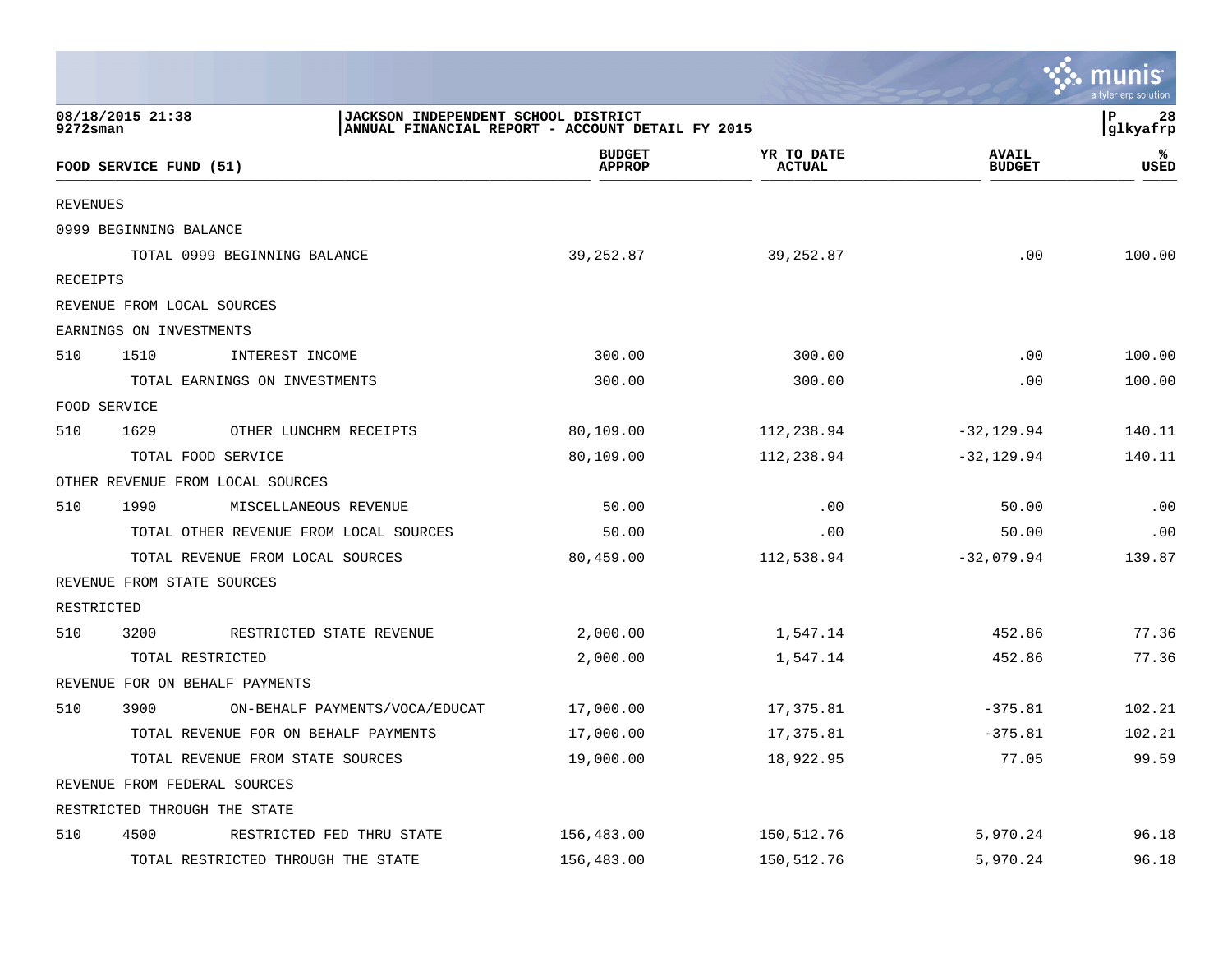JACKSON INDEPENDENT SCHOOL DISTRICT
ANNUAL FINANCIAL REPORT - ACCOUNT DETAIL FY 2015

08/18/2015 21:38
9272sman

| FOOD SERVICE FUND (51) | | | BUDGET APPROP | YR TO DATE ACTUAL | AVAIL BUDGET | % USED |
|---|---|---|---|---|---|---|
| REVENUES | | | | | | |
| 0999 BEGINNING BALANCE | | | | | | |
| | | TOTAL 0999 BEGINNING BALANCE | 39,252.87 | 39,252.87 | .00 | 100.00 |
| RECEIPTS | | | | | | |
| REVENUE FROM LOCAL SOURCES | | | | | | |
| EARNINGS ON INVESTMENTS | | | | | | |
| 510 | 1510 | INTEREST INCOME | 300.00 | 300.00 | .00 | 100.00 |
| | | TOTAL EARNINGS ON INVESTMENTS | 300.00 | 300.00 | .00 | 100.00 |
| FOOD SERVICE | | | | | | |
| 510 | 1629 | OTHER LUNCHRM RECEIPTS | 80,109.00 | 112,238.94 | -32,129.94 | 140.11 |
| | | TOTAL FOOD SERVICE | 80,109.00 | 112,238.94 | -32,129.94 | 140.11 |
| OTHER REVENUE FROM LOCAL SOURCES | | | | | | |
| 510 | 1990 | MISCELLANEOUS REVENUE | 50.00 | .00 | 50.00 | .00 |
| | | TOTAL OTHER REVENUE FROM LOCAL SOURCES | 50.00 | .00 | 50.00 | .00 |
| | | TOTAL REVENUE FROM LOCAL SOURCES | 80,459.00 | 112,538.94 | -32,079.94 | 139.87 |
| REVENUE FROM STATE SOURCES | | | | | | |
| RESTRICTED | | | | | | |
| 510 | 3200 | RESTRICTED STATE REVENUE | 2,000.00 | 1,547.14 | 452.86 | 77.36 |
| | | TOTAL RESTRICTED | 2,000.00 | 1,547.14 | 452.86 | 77.36 |
| REVENUE FOR ON BEHALF PAYMENTS | | | | | | |
| 510 | 3900 | ON-BEHALF PAYMENTS/VOCA/EDUCAT | 17,000.00 | 17,375.81 | -375.81 | 102.21 |
| | | TOTAL REVENUE FOR ON BEHALF PAYMENTS | 17,000.00 | 17,375.81 | -375.81 | 102.21 |
| | | TOTAL REVENUE FROM STATE SOURCES | 19,000.00 | 18,922.95 | 77.05 | 99.59 |
| REVENUE FROM FEDERAL SOURCES | | | | | | |
| RESTRICTED THROUGH THE STATE | | | | | | |
| 510 | 4500 | RESTRICTED FED THRU STATE | 156,483.00 | 150,512.76 | 5,970.24 | 96.18 |
| | | TOTAL RESTRICTED THROUGH THE STATE | 156,483.00 | 150,512.76 | 5,970.24 | 96.18 |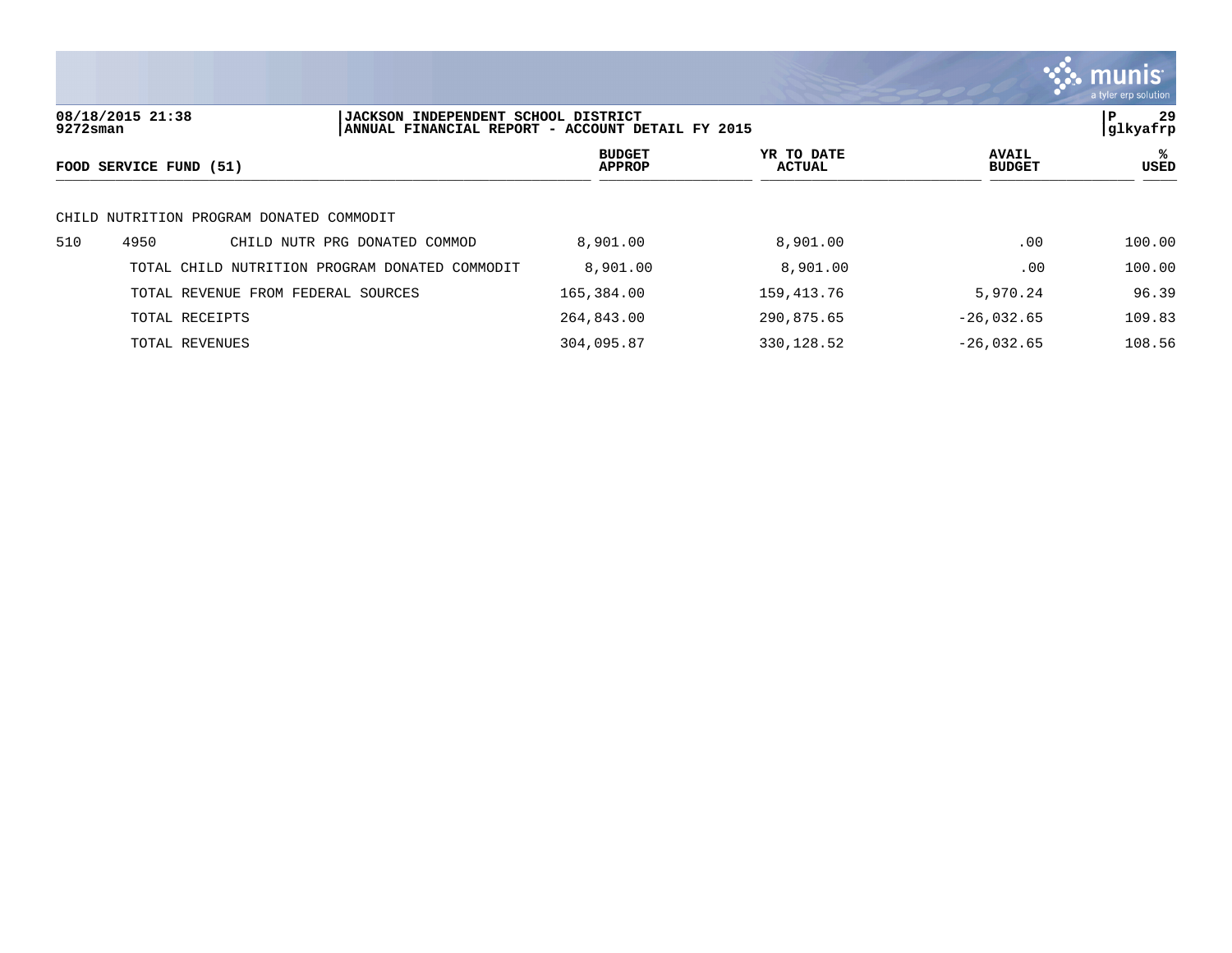**JACKSON INDEPENDENT SCHOOL DISTRICT**
**ANNUAL FINANCIAL REPORT - ACCOUNT DETAIL FY 2015**

| FOOD SERVICE FUND (51) | | | BUDGET APPROP | YR TO DATE ACTUAL | AVAIL BUDGET | % USED |
|---|---|---|---|---|---|---|
| CHILD NUTRITION PROGRAM DONATED COMMODIT | | | | | | |
| 510 | 4950 | CHILD NUTR PRG DONATED COMMOD | 8,901.00 | 8,901.00 | .00 | 100.00 |
| | TOTAL CHILD NUTRITION PROGRAM DONATED COMMODIT | | 8,901.00 | 8,901.00 | .00 | 100.00 |
| | TOTAL REVENUE FROM FEDERAL SOURCES | | 165,384.00 | 159,413.76 | 5,970.24 | 96.39 |
| | TOTAL RECEIPTS | | 264,843.00 | 290,875.65 | -26,032.65 | 109.83 |
| | TOTAL REVENUES | | 304,095.87 | 330,128.52 | -26,032.65 | 108.56 |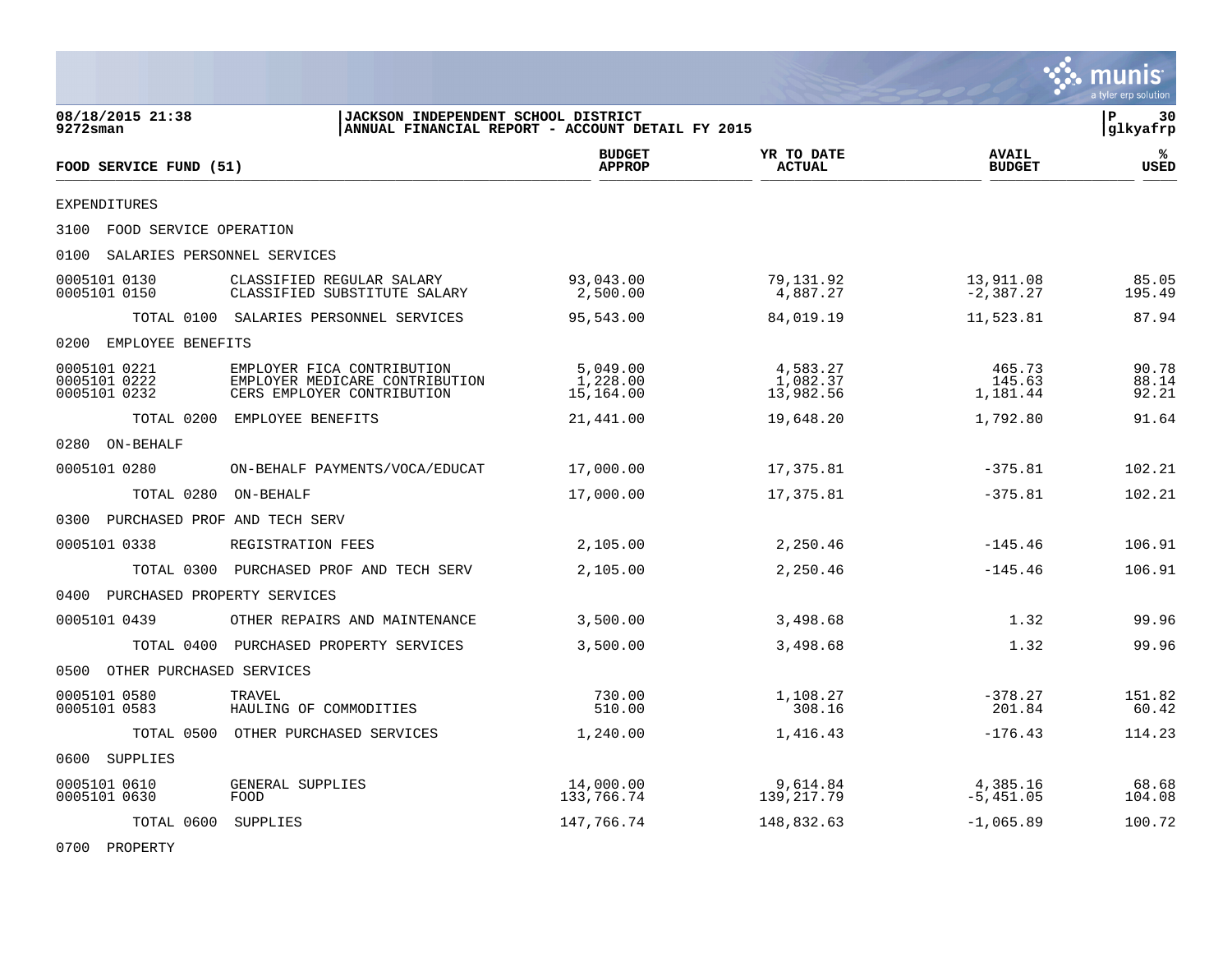08/18/2015 21:38
9272sman

**JACKSON INDEPENDENT SCHOOL DISTRICT**
**ANNUAL FINANCIAL REPORT - ACCOUNT DETAIL FY 2015**

P 30
glkyafrp

| FOOD SERVICE FUND (51) | | BUDGET APPROP | YR TO DATE ACTUAL | AVAIL BUDGET | % USED |
|---|---|---|---|---|---|
| EXPENDITURES | | | | | |
| 3100 FOOD SERVICE OPERATION | | | | | |
| 0100 SALARIES PERSONNEL SERVICES | | | | | |
| 0005101 0130 | CLASSIFIED REGULAR SALARY | 93,043.00 | 79,131.92 | 13,911.08 | 85.05 |
| 0005101 0150 | CLASSIFIED SUBSTITUTE SALARY | 2,500.00 | 4,887.27 | -2,387.27 | 195.49 |
| TOTAL 0100 | SALARIES PERSONNEL SERVICES | 95,543.00 | 84,019.19 | 11,523.81 | 87.94 |
| 0200 EMPLOYEE BENEFITS | | | | | |
| 0005101 0221 | EMPLOYER FICA CONTRIBUTION | 5,049.00 | 4,583.27 | 465.73 | 90.78 |
| 0005101 0222 | EMPLOYER MEDICARE CONTRIBUTION | 1,228.00 | 1,082.37 | 145.63 | 88.14 |
| 0005101 0232 | CERS EMPLOYER CONTRIBUTION | 15,164.00 | 13,982.56 | 1,181.44 | 92.21 |
| TOTAL 0200 | EMPLOYEE BENEFITS | 21,441.00 | 19,648.20 | 1,792.80 | 91.64 |
| 0280 ON-BEHALF | | | | | |
| 0005101 0280 | ON-BEHALF PAYMENTS/VOCA/EDUCAT | 17,000.00 | 17,375.81 | -375.81 | 102.21 |
| TOTAL 0280 | ON-BEHALF | 17,000.00 | 17,375.81 | -375.81 | 102.21 |
| 0300 PURCHASED PROF AND TECH SERV | | | | | |
| 0005101 0338 | REGISTRATION FEES | 2,105.00 | 2,250.46 | -145.46 | 106.91 |
| TOTAL 0300 | PURCHASED PROF AND TECH SERV | 2,105.00 | 2,250.46 | -145.46 | 106.91 |
| 0400 PURCHASED PROPERTY SERVICES | | | | | |
| 0005101 0439 | OTHER REPAIRS AND MAINTENANCE | 3,500.00 | 3,498.68 | 1.32 | 99.96 |
| TOTAL 0400 | PURCHASED PROPERTY SERVICES | 3,500.00 | 3,498.68 | 1.32 | 99.96 |
| 0500 OTHER PURCHASED SERVICES | | | | | |
| 0005101 0580 | TRAVEL | 730.00 | 1,108.27 | -378.27 | 151.82 |
| 0005101 0583 | HAULING OF COMMODITIES | 510.00 | 308.16 | 201.84 | 60.42 |
| TOTAL 0500 | OTHER PURCHASED SERVICES | 1,240.00 | 1,416.43 | -176.43 | 114.23 |
| 0600 SUPPLIES | | | | | |
| 0005101 0610 | GENERAL SUPPLIES | 14,000.00 | 9,614.84 | 4,385.16 | 68.68 |
| 0005101 0630 | FOOD | 133,766.74 | 139,217.79 | -5,451.05 | 104.08 |
| TOTAL 0600 | SUPPLIES | 147,766.74 | 148,832.63 | -1,065.89 | 100.72 |
| 0700 PROPERTY | | | | | |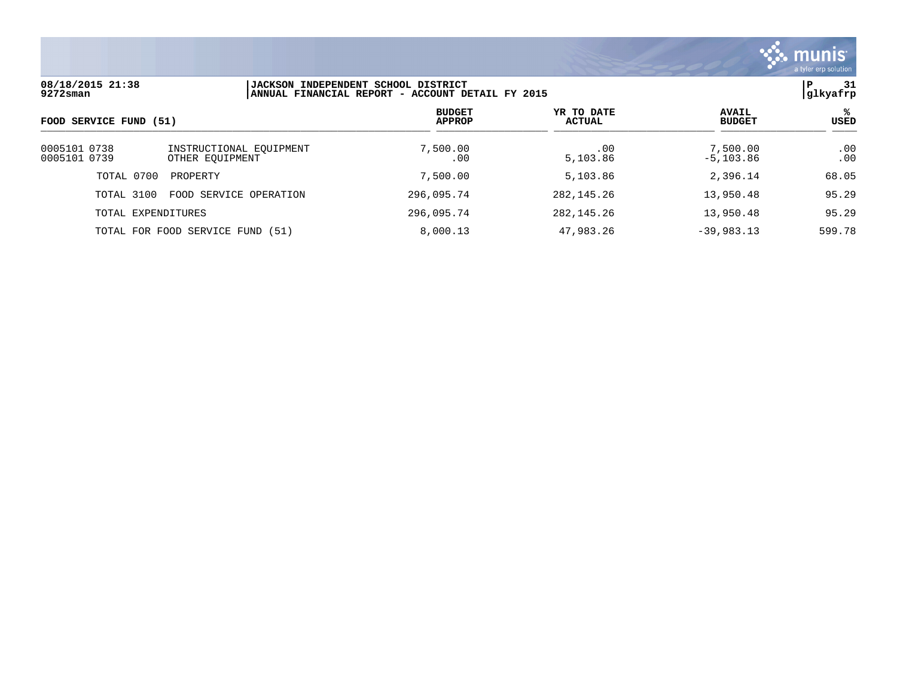**08/18/2015 21:38**
**9272sman**

**JACKSON INDEPENDENT SCHOOL DISTRICT**
**ANNUAL FINANCIAL REPORT - ACCOUNT DETAIL FY 2015**

**P 31**
**glkyafrp**

| FOOD SERVICE FUND (51) | | BUDGET APPROP | YR TO DATE ACTUAL | AVAIL BUDGET | % USED |
|---|---|---|---|---|---|
| 0005101 0738 | INSTRUCTIONAL EQUIPMENT | 7,500.00 | .00 | 7,500.00 | .00 |
| 0005101 0739 | OTHER EQUIPMENT | .00 | 5,103.86 | -5,103.86 | .00 |
| TOTAL 0700 | PROPERTY | 7,500.00 | 5,103.86 | 2,396.14 | 68.05 |
| TOTAL 3100 | FOOD SERVICE OPERATION | 296,095.74 | 282,145.26 | 13,950.48 | 95.29 |
| TOTAL EXPENDITURES | | 296,095.74 | 282,145.26 | 13,950.48 | 95.29 |
| TOTAL FOR FOOD SERVICE FUND (51) | | 8,000.13 | 47,983.26 | -39,983.13 | 599.78 |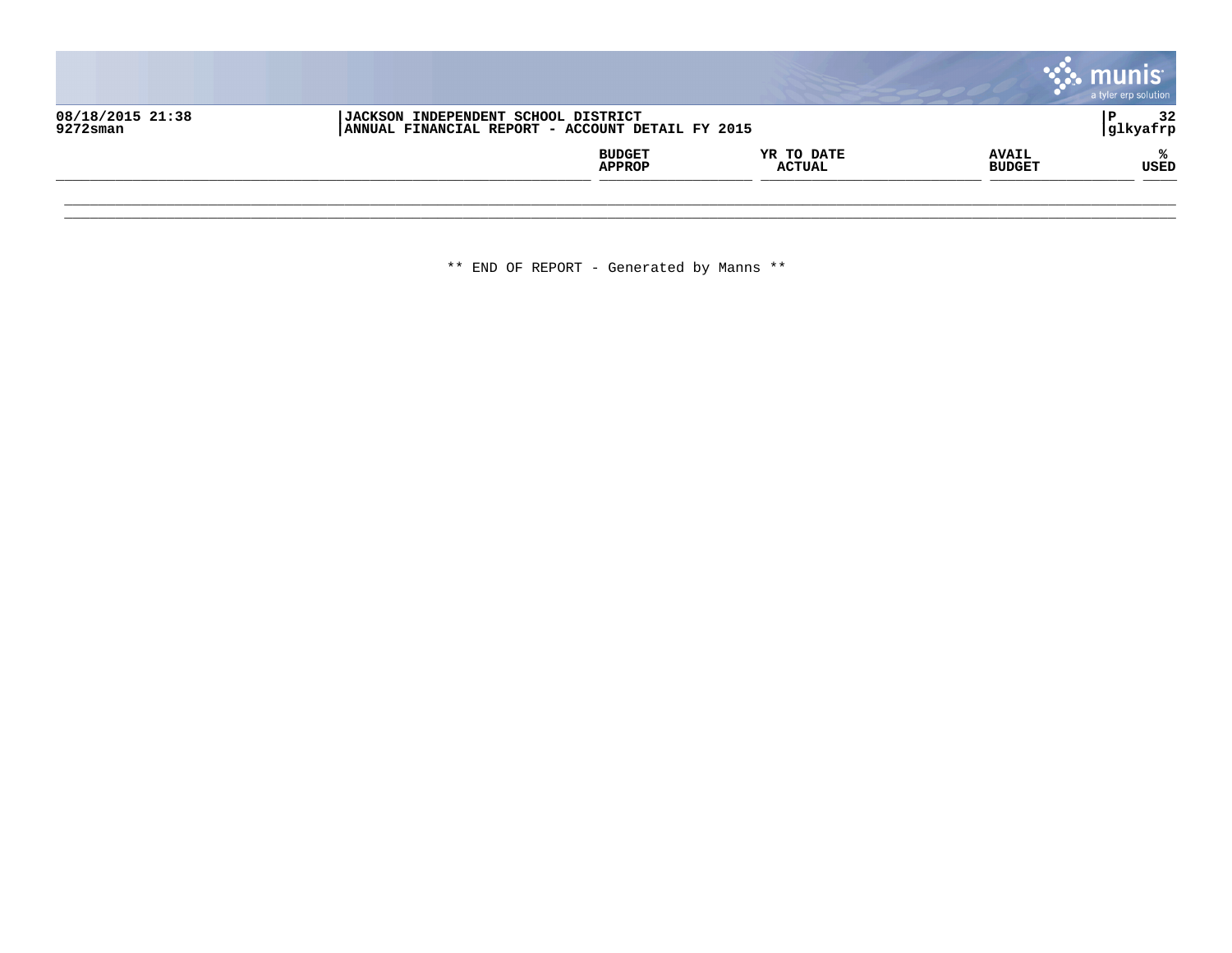08/18/2015 21:38
9272sman

**JACKSON INDEPENDENT SCHOOL DISTRICT**
**ANNUAL FINANCIAL REPORT - ACCOUNT DETAIL FY 2015**

P 32
glkyafrp

| | BUDGET APPROP | YR TO DATE ACTUAL | AVAIL BUDGET | % USED |
|---|---|---|---|---|

** END OF REPORT - Generated by Manns **